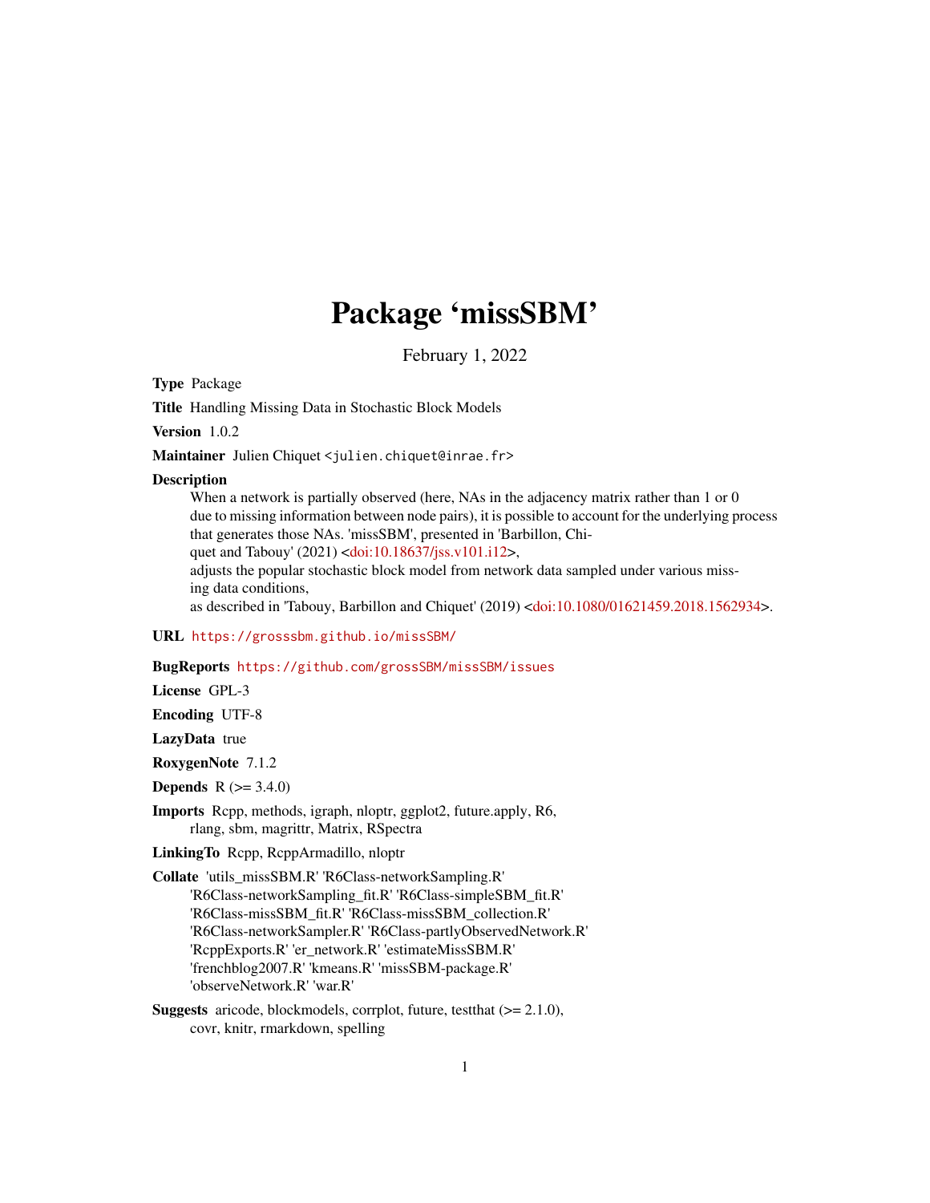# Package 'missSBM'

February 1, 2022

**Type** Package

**Title** Handling Missing Data in Stochastic Block Models

**Version** 1.0.2

**Maintainer** Julien Chiquet <julien.chiquet@inrae.fr>

**Description**
When a network is partially observed (here, NAs in the adjacency matrix rather than 1 or 0 due to missing information between node pairs), it is possible to account for the underlying process that generates those NAs. 'missSBM', presented in 'Barbillon, Chiquet and Tabouy' (2021) <doi:10.18637/jss.v101.i12>, adjusts the popular stochastic block model from network data sampled under various missing data conditions, as described in 'Tabouy, Barbillon and Chiquet' (2019) <doi:10.1080/01621459.2018.1562934>.

**URL** https://grosssbm.github.io/missSBM/

**BugReports** https://github.com/grossSBM/missSBM/issues

**License** GPL-3

**Encoding** UTF-8

**LazyData** true

**RoxygenNote** 7.1.2

**Depends** R (>= 3.4.0)

**Imports** Rcpp, methods, igraph, nloptr, ggplot2, future.apply, R6, rlang, sbm, magrittr, Matrix, RSpectra

**LinkingTo** Rcpp, RcppArmadillo, nloptr

**Collate** 'utils_missSBM.R' 'R6Class-networkSampling.R' 'R6Class-networkSampling_fit.R' 'R6Class-simpleSBM_fit.R' 'R6Class-missSBM_fit.R' 'R6Class-missSBM_collection.R' 'R6Class-networkSampler.R' 'R6Class-partlyObservedNetwork.R' 'RcppExports.R' 'er_network.R' 'estimateMissSBM.R' 'frenchblog2007.R' 'kmeans.R' 'missSBM-package.R' 'observeNetwork.R' 'war.R'

**Suggests** aricode, blockmodels, corrplot, future, testthat (>= 2.1.0), covr, knitr, rmarkdown, spelling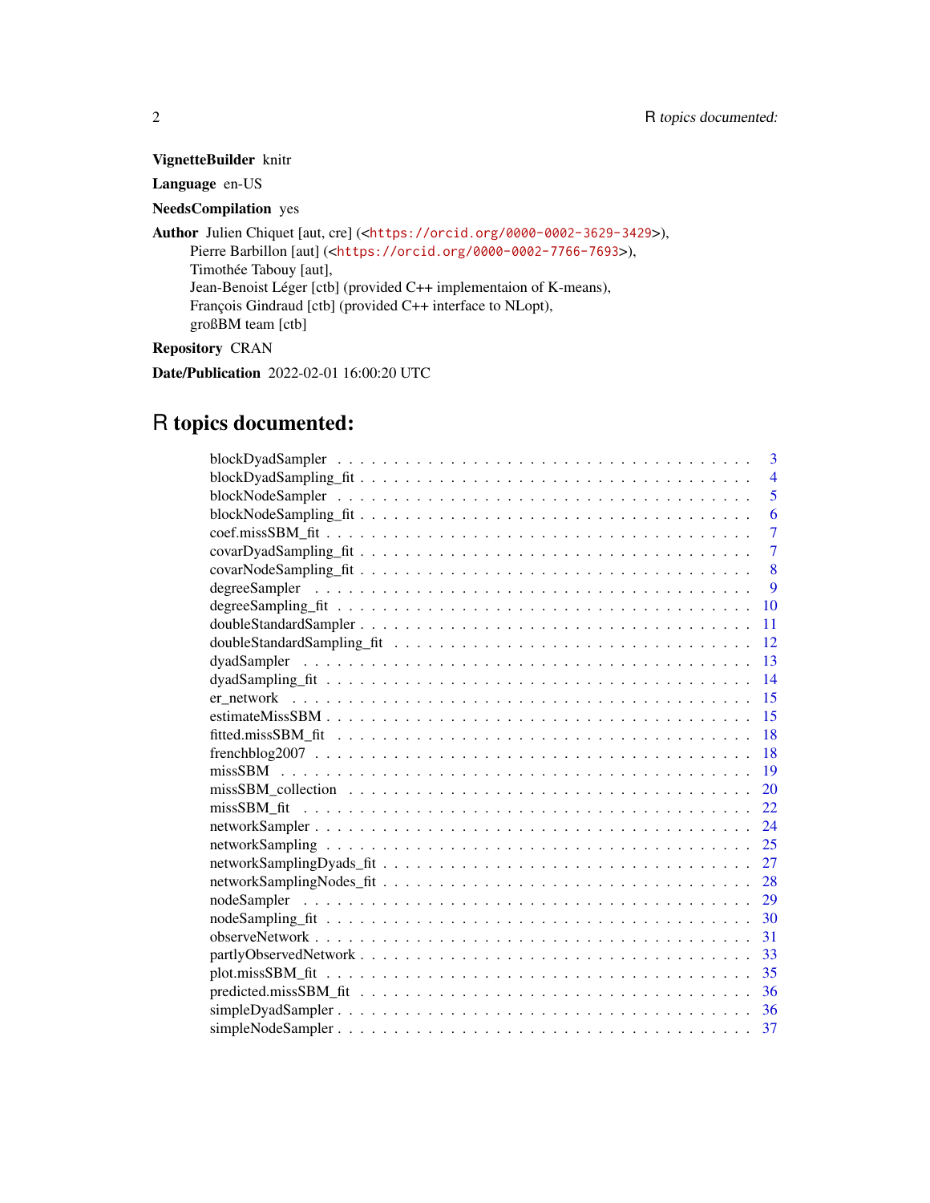**VignetteBuilder** knitr

**Language** en-US

**NeedsCompilation** yes

**Author** Julien Chiquet [aut, cre] (<https://orcid.org/0000-0002-3629-3429>),
Pierre Barbillon [aut] (<https://orcid.org/0000-0002-7766-7693>),
Timothée Tabouy [aut],
Jean-Benoist Léger [ctb] (provided C++ implementaion of K-means),
François Gindraud [ctb] (provided C++ interface to NLopt),
großBM team [ctb]

**Repository** CRAN

**Date/Publication** 2022-02-01 16:00:20 UTC

# R topics documented:

| | |
|---|---|
| blockDyadSampler | 3 |
| blockDyadSampling_fit | 4 |
| blockNodeSampler | 5 |
| blockNodeSampling_fit | 6 |
| coef.missSBM_fit | 7 |
| covarDyadSampling_fit | 7 |
| covarNodeSampling_fit | 8 |
| degreeSampler | 9 |
| degreeSampling_fit | 10 |
| doubleStandardSampler | 11 |
| doubleStandardSampling_fit | 12 |
| dyadSampler | 13 |
| dyadSampling_fit | 14 |
| er_network | 15 |
| estimateMissSBM | 15 |
| fitted.missSBM_fit | 18 |
| frenchblog2007 | 18 |
| missSBM | 19 |
| missSBM_collection | 20 |
| missSBM_fit | 22 |
| networkSampler | 24 |
| networkSampling | 25 |
| networkSamplingDyads_fit | 27 |
| networkSamplingNodes_fit | 28 |
| nodeSampler | 29 |
| nodeSampling_fit | 30 |
| observeNetwork | 31 |
| partlyObservedNetwork | 33 |
| plot.missSBM_fit | 35 |
| predicted.missSBM_fit | 36 |
| simpleDyadSampler | 36 |
| simpleNodeSampler | 37 |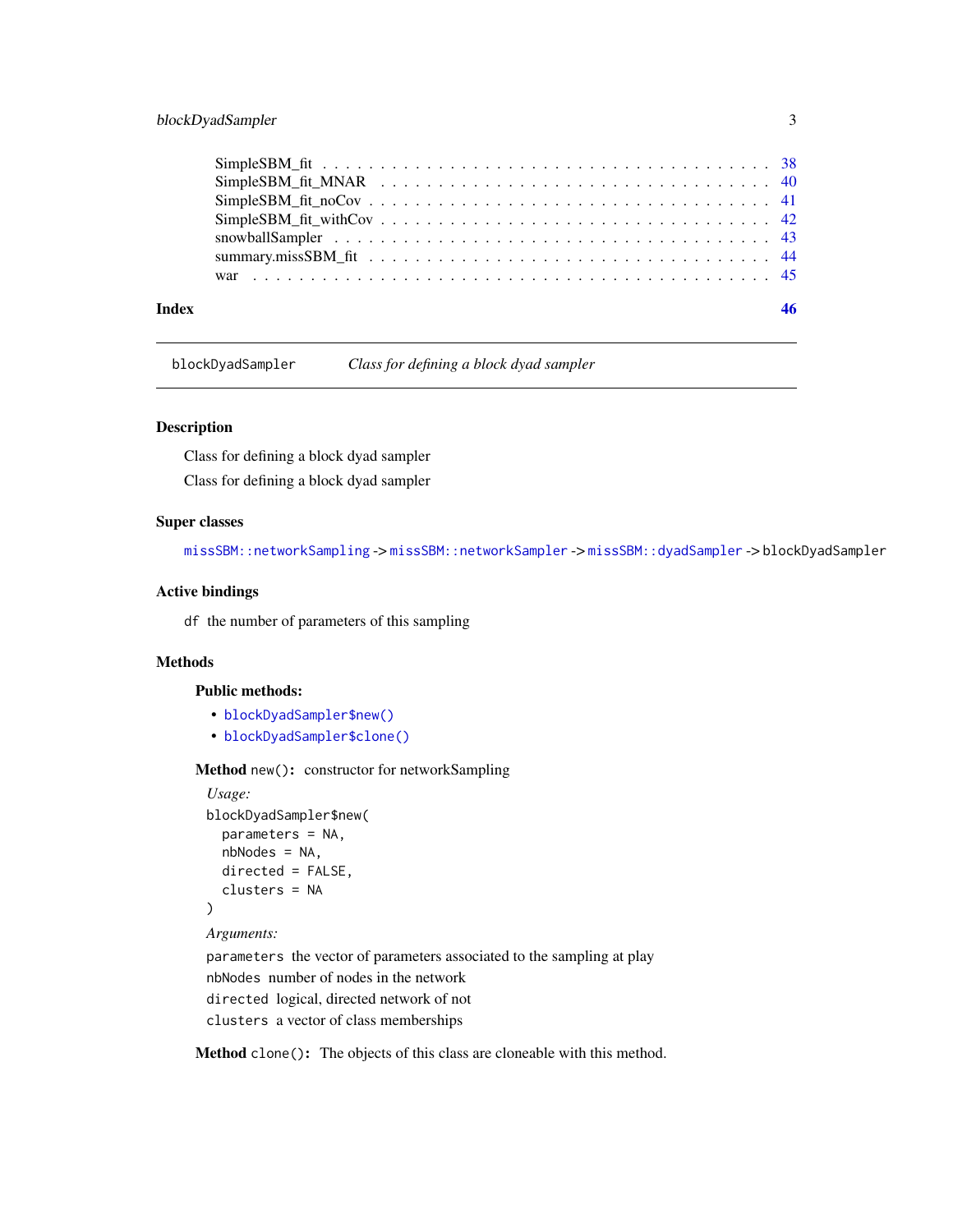SimpleSBM_fit . . . . . . . . . . . . . . . . . . . . . . . . . . . . . . . . . . . . . . 38
SimpleSBM_fit_MNAR . . . . . . . . . . . . . . . . . . . . . . . . . . . . . . . . . 40
SimpleSBM_fit_noCov . . . . . . . . . . . . . . . . . . . . . . . . . . . . . . . . . . 41
SimpleSBM_fit_withCov . . . . . . . . . . . . . . . . . . . . . . . . . . . . . . . . . 42
snowballSampler . . . . . . . . . . . . . . . . . . . . . . . . . . . . . . . . . . . . . 43
summary.missSBM_fit . . . . . . . . . . . . . . . . . . . . . . . . . . . . . . . . . . 44
war . . . . . . . . . . . . . . . . . . . . . . . . . . . . . . . . . . . . . . . . . . . 45

**Index** **46**

---

`blockDyadSampler` *Class for defining a block dyad sampler*

---

## Description

Class for defining a block dyad sampler

Class for defining a block dyad sampler

## Super classes

`missSBM::networkSampling` -> `missSBM::networkSampler` -> `missSBM::dyadSampler` -> `blockDyadSampler`

## Active bindings

`df` the number of parameters of this sampling

## Methods

### Public methods:

- `blockDyadSampler$new()`
- `blockDyadSampler$clone()`

**Method** `new()`**:** constructor for networkSampling

*Usage:*

```
blockDyadSampler$new(
  parameters = NA,
  nbNodes = NA,
  directed = FALSE,
  clusters = NA
)
```

*Arguments:*

`parameters` the vector of parameters associated to the sampling at play

`nbNodes` number of nodes in the network

`directed` logical, directed network of not

`clusters` a vector of class memberships

**Method** `clone()`**:** The objects of this class are cloneable with this method.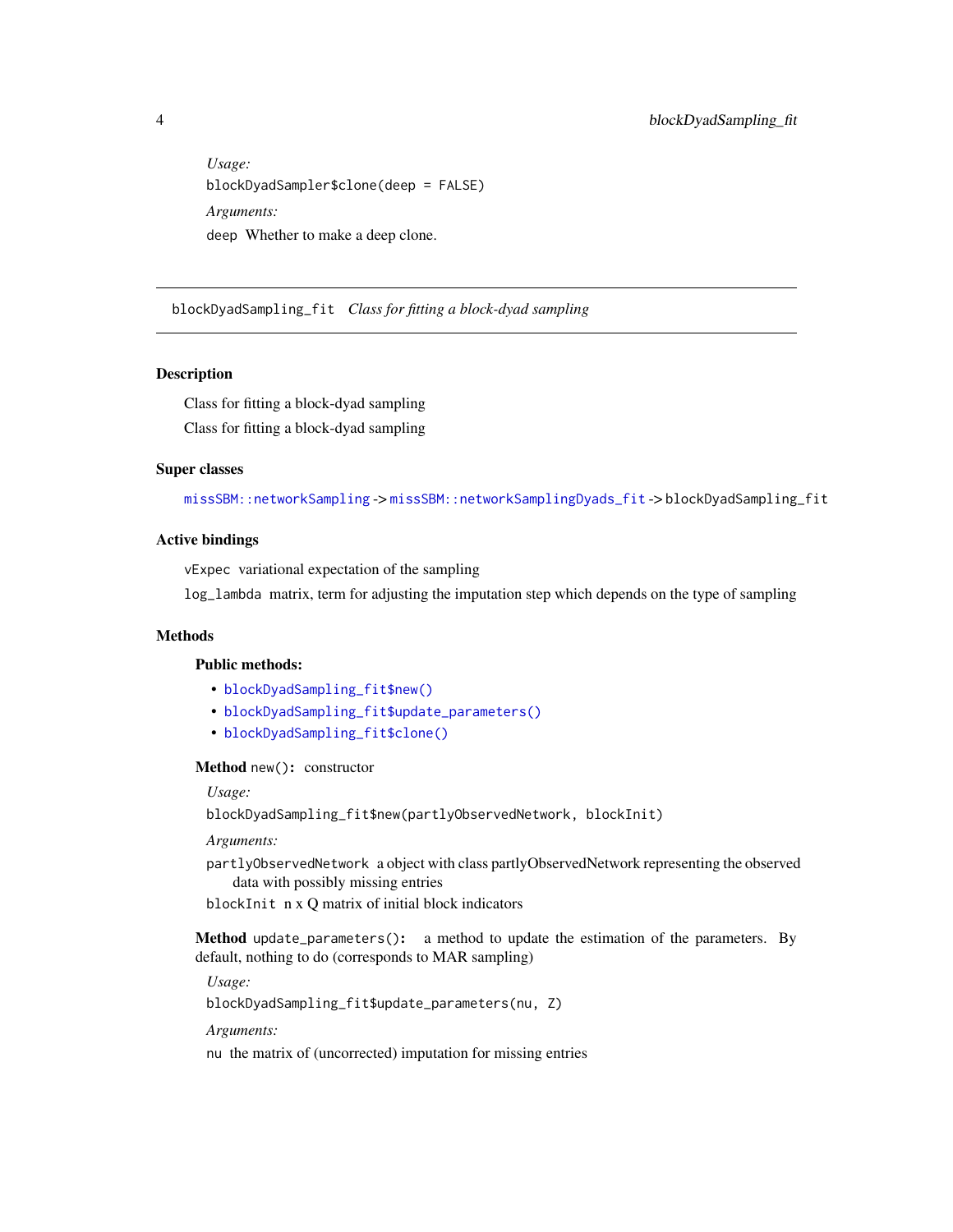*Usage:*

```
blockDyadSampler$clone(deep = FALSE)
```

*Arguments:*

`deep` Whether to make a deep clone.

---

## blockDyadSampling_fit *Class for fitting a block-dyad sampling*

---

### Description

Class for fitting a block-dyad sampling

Class for fitting a block-dyad sampling

### Super classes

`missSBM::networkSampling` -> `missSBM::networkSamplingDyads_fit` -> `blockDyadSampling_fit`

### Active bindings

`vExpec` variational expectation of the sampling

`log_lambda` matrix, term for adjusting the imputation step which depends on the type of sampling

### Methods

#### Public methods:

- `blockDyadSampling_fit$new()`
- `blockDyadSampling_fit$update_parameters()`
- `blockDyadSampling_fit$clone()`

**Method** `new()`**:** constructor

*Usage:*

```
blockDyadSampling_fit$new(partlyObservedNetwork, blockInit)
```

*Arguments:*

`partlyObservedNetwork` a object with class partlyObservedNetwork representing the observed data with possibly missing entries

`blockInit` n x Q matrix of initial block indicators

**Method** `update_parameters()`**:** a method to update the estimation of the parameters. By default, nothing to do (corresponds to MAR sampling)

*Usage:*

```
blockDyadSampling_fit$update_parameters(nu, Z)
```

*Arguments:*

`nu` the matrix of (uncorrected) imputation for missing entries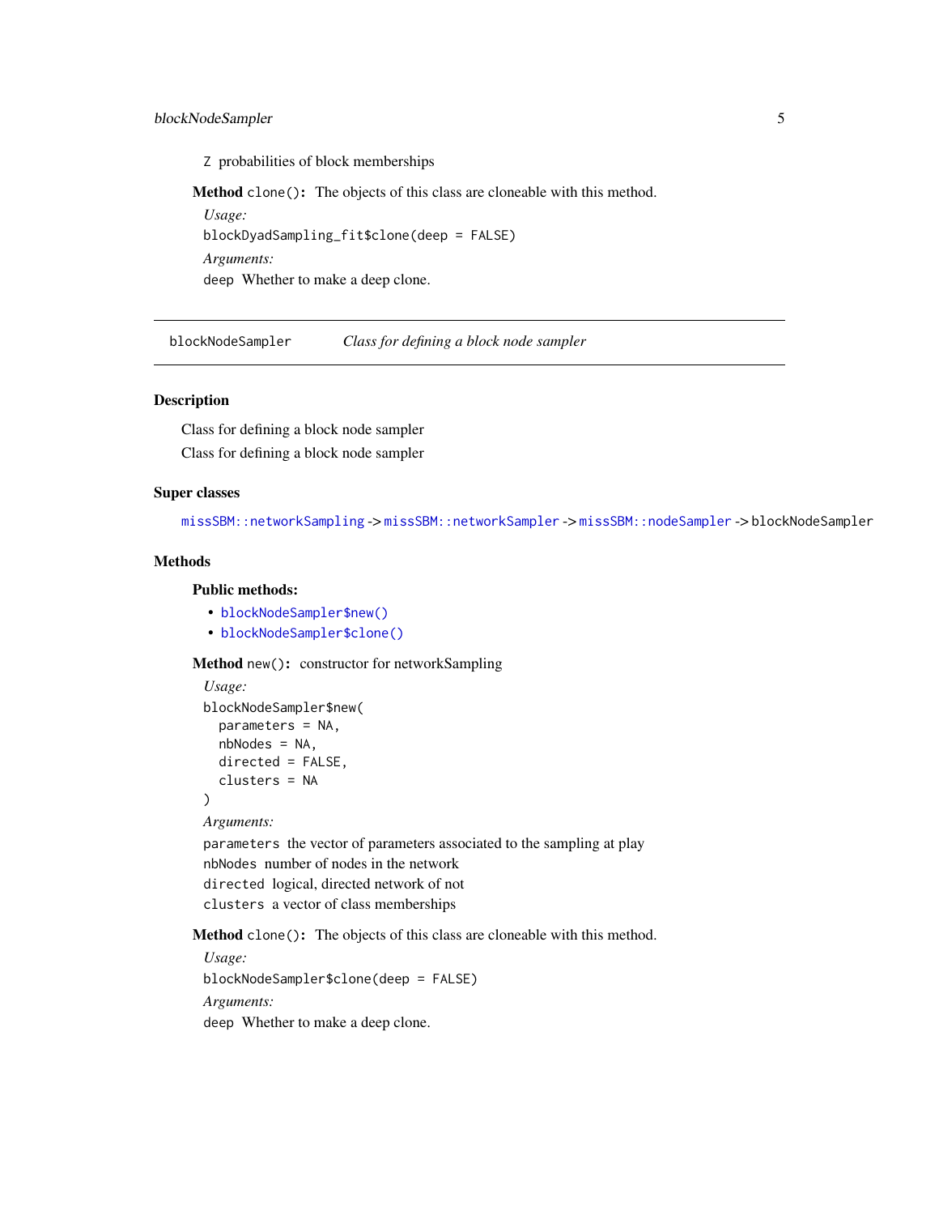Z probabilities of block memberships

**Method** `clone()`: The objects of this class are cloneable with this method.

*Usage:*

```
blockDyadSampling_fit$clone(deep = FALSE)
```

*Arguments:*

`deep` Whether to make a deep clone.

---

## blockNodeSampler — *Class for defining a block node sampler*

---

### Description

Class for defining a block node sampler

Class for defining a block node sampler

### Super classes

`missSBM::networkSampling` -> `missSBM::networkSampler` -> `missSBM::nodeSampler` -> `blockNodeSampler`

### Methods

**Public methods:**

- `blockNodeSampler$new()`
- `blockNodeSampler$clone()`

**Method** `new()`: constructor for networkSampling

*Usage:*

```
blockNodeSampler$new(
  parameters = NA,
  nbNodes = NA,
  directed = FALSE,
  clusters = NA
)
```

*Arguments:*

`parameters` the vector of parameters associated to the sampling at play

`nbNodes` number of nodes in the network

`directed` logical, directed network of not

`clusters` a vector of class memberships

**Method** `clone()`: The objects of this class are cloneable with this method.

*Usage:*

```
blockNodeSampler$clone(deep = FALSE)
```

*Arguments:*

`deep` Whether to make a deep clone.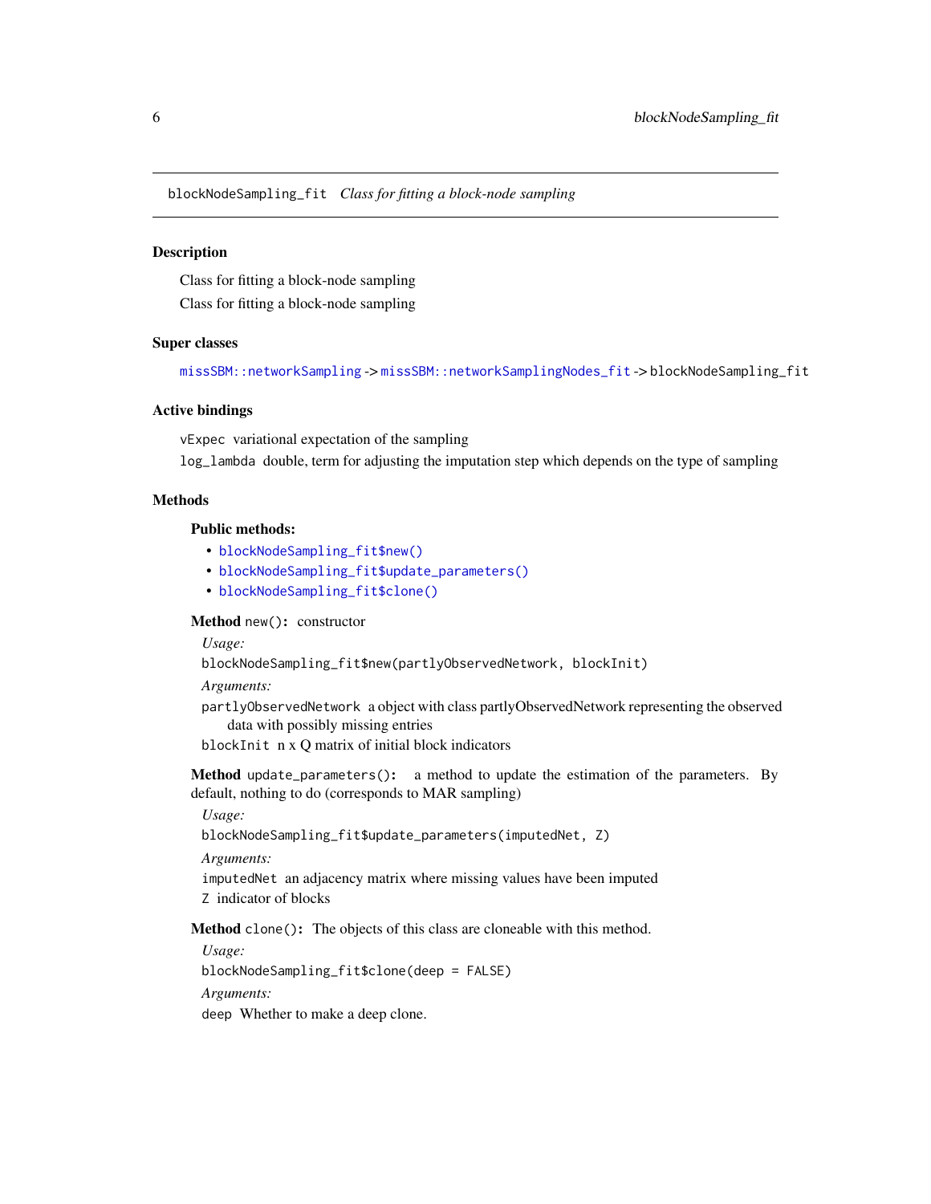# blockNodeSampling_fit — *Class for fitting a block-node sampling*

## Description

Class for fitting a block-node sampling

Class for fitting a block-node sampling

## Super classes

`missSBM::networkSampling` -> `missSBM::networkSamplingNodes_fit` -> `blockNodeSampling_fit`

## Active bindings

`vExpec` variational expectation of the sampling

`log_lambda` double, term for adjusting the imputation step which depends on the type of sampling

## Methods

### Public methods:

- `blockNodeSampling_fit$new()`
- `blockNodeSampling_fit$update_parameters()`
- `blockNodeSampling_fit$clone()`

**Method** `new()`: constructor

*Usage:*

```
blockNodeSampling_fit$new(partlyObservedNetwork, blockInit)
```

*Arguments:*

`partlyObservedNetwork` a object with class partlyObservedNetwork representing the observed data with possibly missing entries

`blockInit` n x Q matrix of initial block indicators

**Method** `update_parameters()`: a method to update the estimation of the parameters. By default, nothing to do (corresponds to MAR sampling)

*Usage:*

```
blockNodeSampling_fit$update_parameters(imputedNet, Z)
```

*Arguments:*

`imputedNet` an adjacency matrix where missing values have been imputed

`Z` indicator of blocks

**Method** `clone()`: The objects of this class are cloneable with this method.

*Usage:*

```
blockNodeSampling_fit$clone(deep = FALSE)
```

*Arguments:*

`deep` Whether to make a deep clone.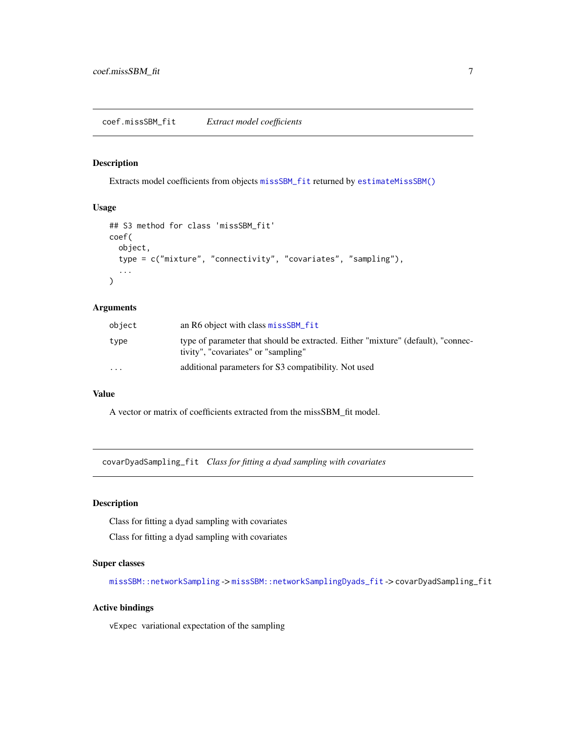## coef.missSBM_fit — *Extract model coefficients*

### Description

Extracts model coefficients from objects `missSBM_fit` returned by `estimateMissSBM()`

### Usage

```
## S3 method for class 'missSBM_fit'
coef(
  object,
  type = c("mixture", "connectivity", "covariates", "sampling"),
  ...
)
```

### Arguments

| | |
|---|---|
| `object` | an R6 object with class `missSBM_fit` |
| `type` | type of parameter that should be extracted. Either "mixture" (default), "connectivity", "covariates" or "sampling" |
| `...` | additional parameters for S3 compatibility. Not used |

### Value

A vector or matrix of coefficients extracted from the missSBM_fit model.

## covarDyadSampling_fit — *Class for fitting a dyad sampling with covariates*

### Description

Class for fitting a dyad sampling with covariates

Class for fitting a dyad sampling with covariates

### Super classes

`missSBM::networkSampling` -> `missSBM::networkSamplingDyads_fit` -> `covarDyadSampling_fit`

### Active bindings

`vExpec` variational expectation of the sampling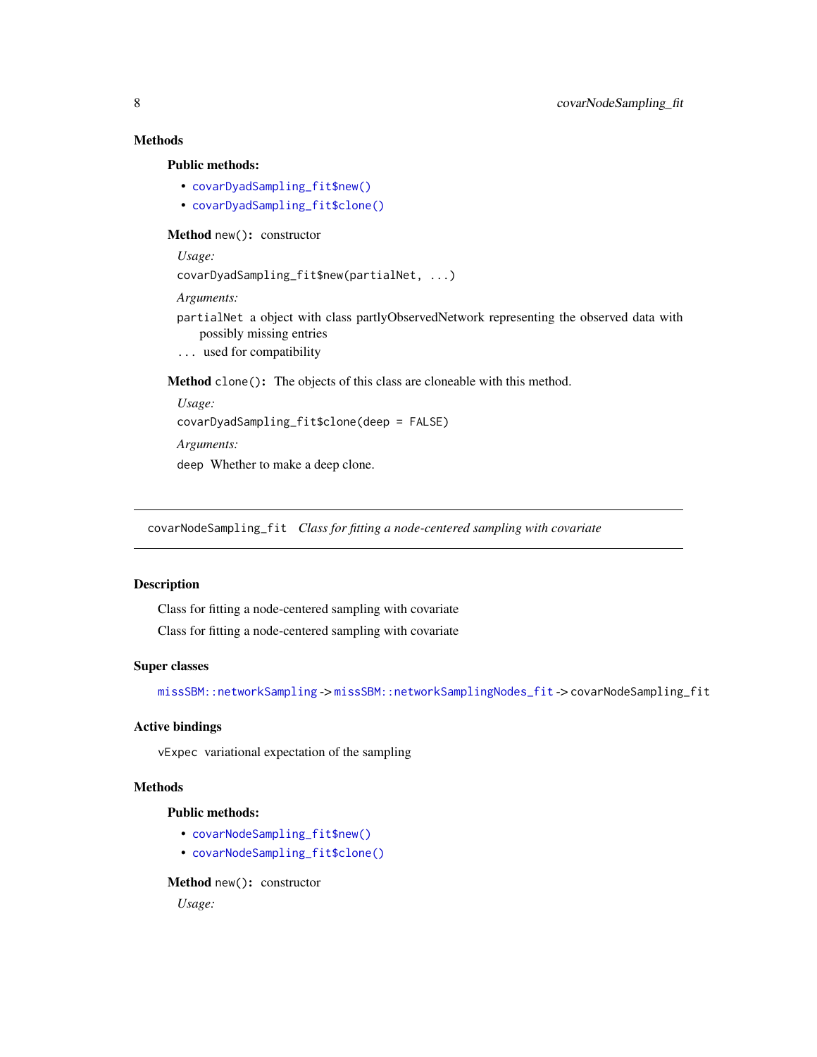### Methods

#### Public methods:

- `covarDyadSampling_fit$new()`
- `covarDyadSampling_fit$clone()`

**Method** `new()`**:** constructor

*Usage:*

```
covarDyadSampling_fit$new(partialNet, ...)
```

*Arguments:*

`partialNet` a object with class partlyObservedNetwork representing the observed data with possibly missing entries

`...` used for compatibility

**Method** `clone()`**:** The objects of this class are cloneable with this method.

*Usage:*

```
covarDyadSampling_fit$clone(deep = FALSE)
```

*Arguments:*

`deep` Whether to make a deep clone.

---

## covarNodeSampling_fit *Class for fitting a node-centered sampling with covariate*

---

### Description

Class for fitting a node-centered sampling with covariate

Class for fitting a node-centered sampling with covariate

### Super classes

`missSBM::networkSampling` -> `missSBM::networkSamplingNodes_fit` -> `covarNodeSampling_fit`

### Active bindings

`vExpec` variational expectation of the sampling

### Methods

#### Public methods:

- `covarNodeSampling_fit$new()`
- `covarNodeSampling_fit$clone()`

**Method** `new()`**:** constructor

*Usage:*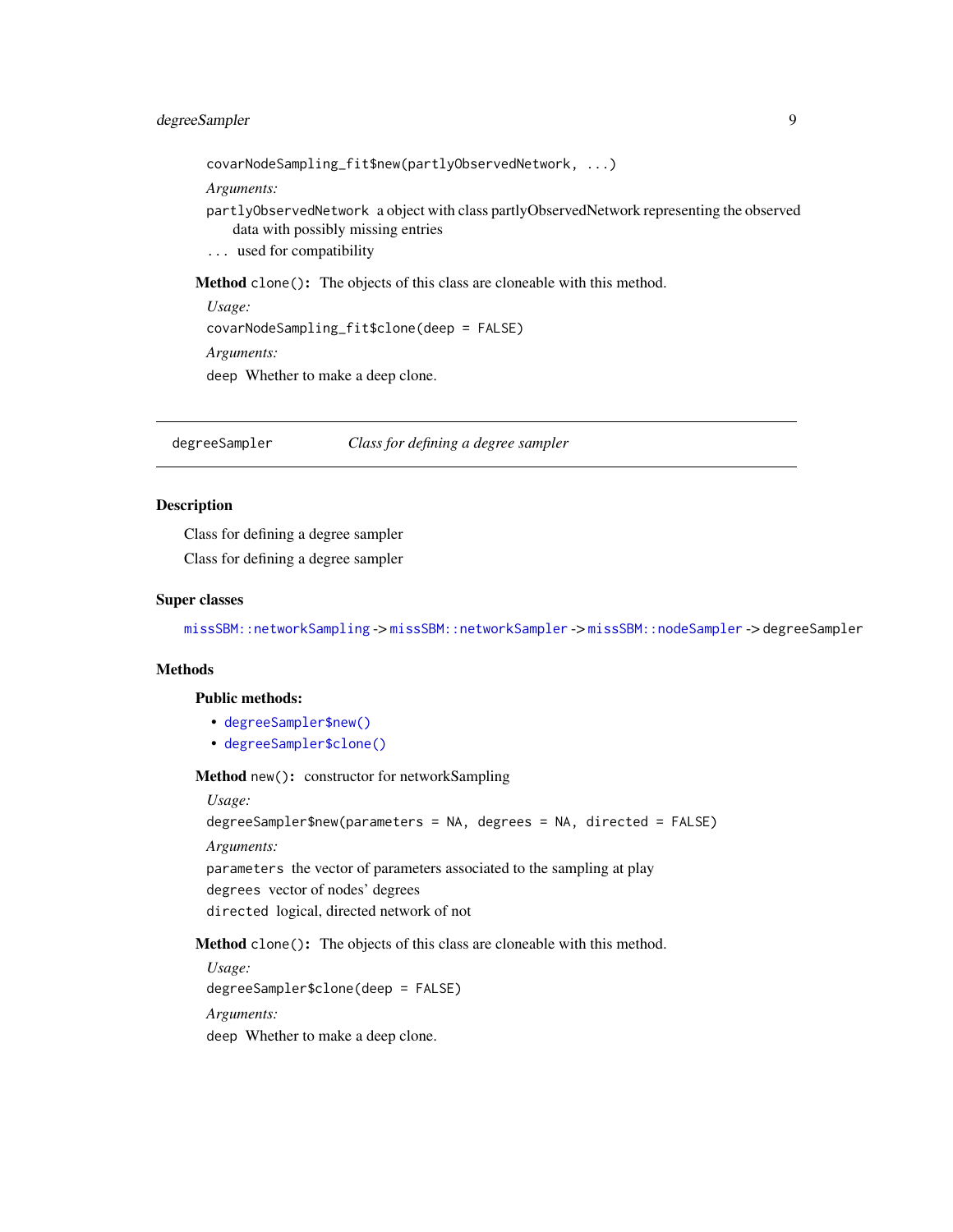```
covarNodeSampling_fit$new(partlyObservedNetwork, ...)
```

*Arguments:*

`partlyObservedNetwork` a object with class partlyObservedNetwork representing the observed data with possibly missing entries

`...` used for compatibility

**Method** `clone()`: The objects of this class are cloneable with this method.

*Usage:*

```
covarNodeSampling_fit$clone(deep = FALSE)
```

*Arguments:*

`deep` Whether to make a deep clone.

---

## degreeSampler — *Class for defining a degree sampler*

---

### Description

Class for defining a degree sampler

Class for defining a degree sampler

### Super classes

`missSBM::networkSampling` -> `missSBM::networkSampler` -> `missSBM::nodeSampler` -> degreeSampler

### Methods

#### Public methods:

- `degreeSampler$new()`
- `degreeSampler$clone()`

**Method** `new()`: constructor for networkSampling

*Usage:*

```
degreeSampler$new(parameters = NA, degrees = NA, directed = FALSE)
```

*Arguments:*

`parameters` the vector of parameters associated to the sampling at play

`degrees` vector of nodes' degrees

`directed` logical, directed network of not

**Method** `clone()`: The objects of this class are cloneable with this method.

*Usage:*

```
degreeSampler$clone(deep = FALSE)
```

*Arguments:*

`deep` Whether to make a deep clone.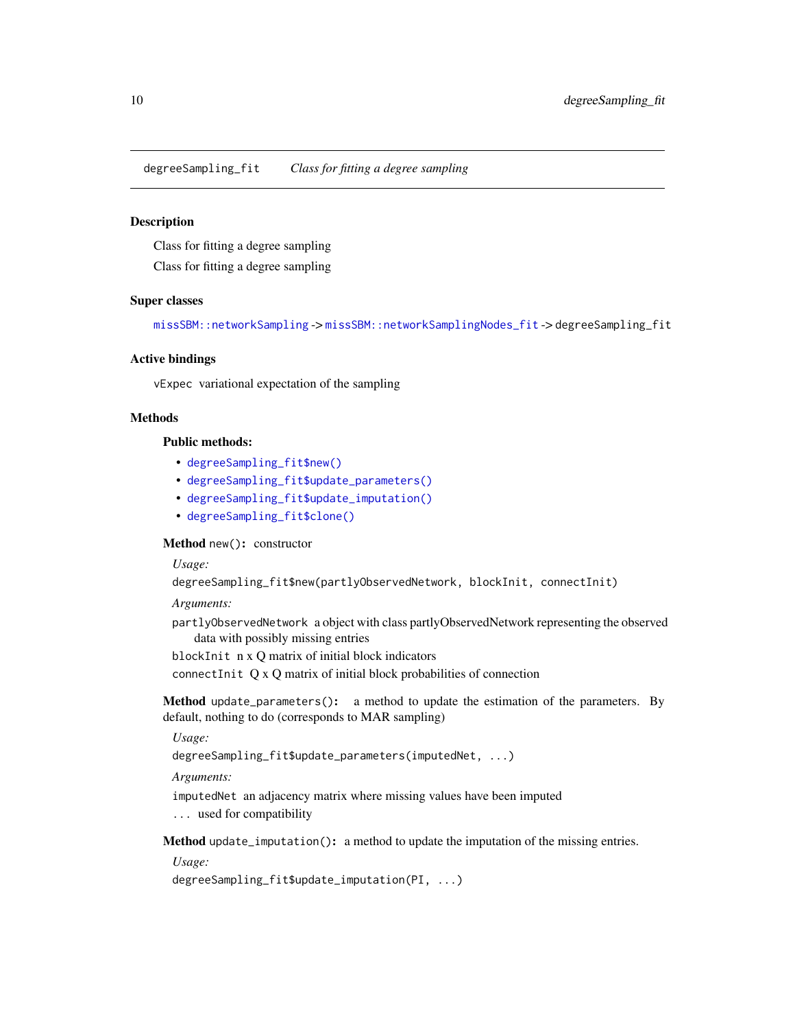`degreeSampling_fit` *Class for fitting a degree sampling*

## Description

Class for fitting a degree sampling

Class for fitting a degree sampling

## Super classes

`missSBM::networkSampling` -> `missSBM::networkSamplingNodes_fit` -> `degreeSampling_fit`

## Active bindings

`vExpec` variational expectation of the sampling

## Methods

### Public methods:

- `degreeSampling_fit$new()`
- `degreeSampling_fit$update_parameters()`
- `degreeSampling_fit$update_imputation()`
- `degreeSampling_fit$clone()`

**Method** `new()`**:** constructor

*Usage:*

```
degreeSampling_fit$new(partlyObservedNetwork, blockInit, connectInit)
```

*Arguments:*

`partlyObservedNetwork` a object with class partlyObservedNetwork representing the observed data with possibly missing entries

`blockInit` n x Q matrix of initial block indicators

`connectInit` Q x Q matrix of initial block probabilities of connection

**Method** `update_parameters()`**:** a method to update the estimation of the parameters. By default, nothing to do (corresponds to MAR sampling)

*Usage:*

```
degreeSampling_fit$update_parameters(imputedNet, ...)
```

*Arguments:*

`imputedNet` an adjacency matrix where missing values have been imputed

`...` used for compatibility

**Method** `update_imputation()`**:** a method to update the imputation of the missing entries.

*Usage:*

```
degreeSampling_fit$update_imputation(PI, ...)
```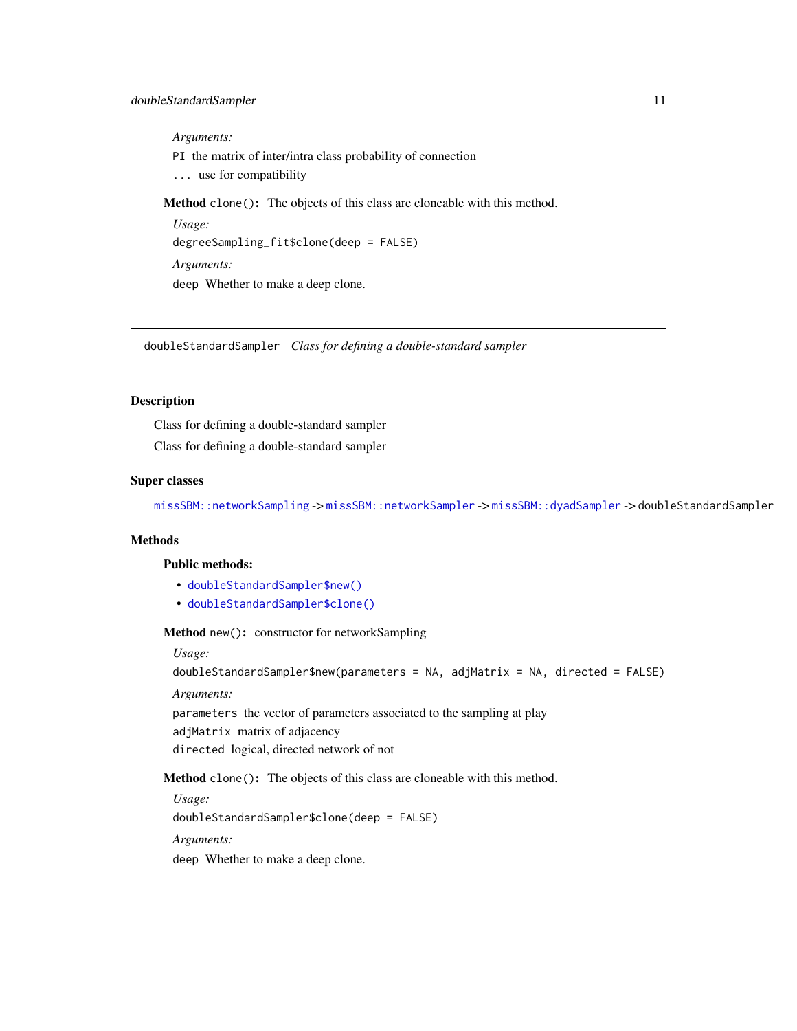*Arguments:*

`PI` the matrix of inter/intra class probability of connection

`...` use for compatibility

**Method** `clone()`**:** The objects of this class are cloneable with this method.

*Usage:*

```
degreeSampling_fit$clone(deep = FALSE)
```

*Arguments:*

`deep` Whether to make a deep clone.

---

## doubleStandardSampler *Class for defining a double-standard sampler*

---

### Description

Class for defining a double-standard sampler

Class for defining a double-standard sampler

### Super classes

`missSBM::networkSampling` -> `missSBM::networkSampler` -> `missSBM::dyadSampler` -> `doubleStandardSampler`

### Methods

**Public methods:**

- `doubleStandardSampler$new()`
- `doubleStandardSampler$clone()`

**Method** `new()`**:** constructor for networkSampling

*Usage:*

```
doubleStandardSampler$new(parameters = NA, adjMatrix = NA, directed = FALSE)
```

*Arguments:*

`parameters` the vector of parameters associated to the sampling at play

`adjMatrix` matrix of adjacency

`directed` logical, directed network of not

**Method** `clone()`**:** The objects of this class are cloneable with this method.

*Usage:*

```
doubleStandardSampler$clone(deep = FALSE)
```

*Arguments:*

`deep` Whether to make a deep clone.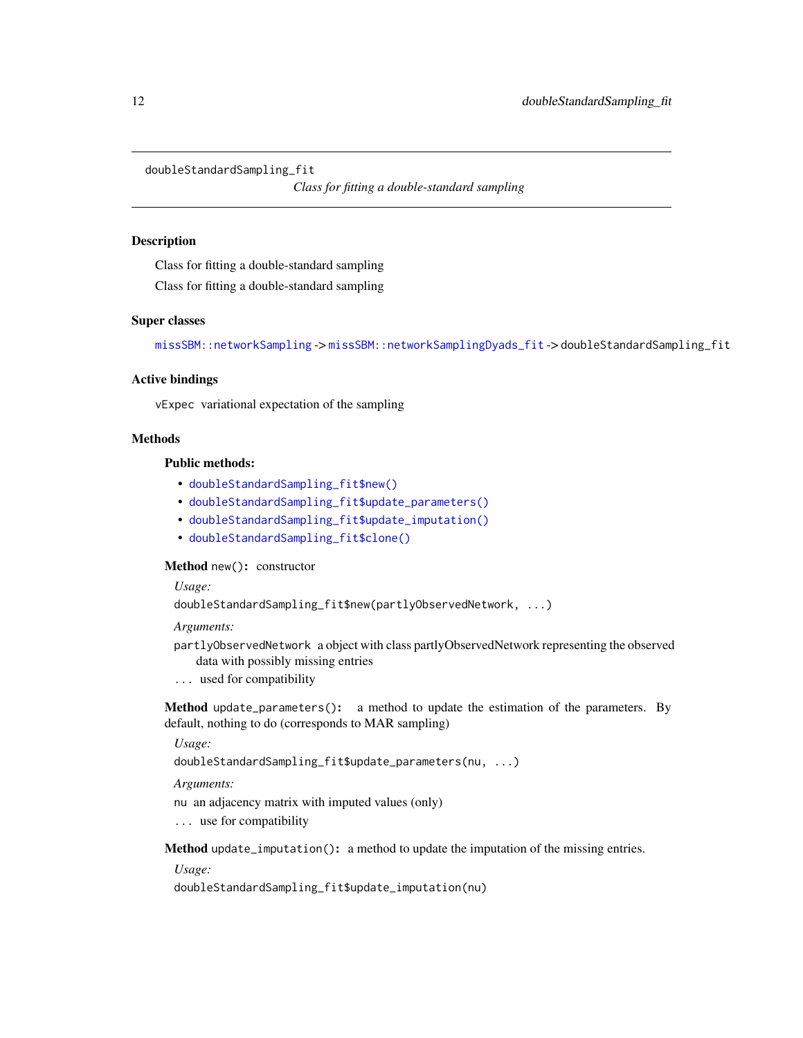`doubleStandardSampling_fit` *Class for fitting a double-standard sampling*

## Description

Class for fitting a double-standard sampling

Class for fitting a double-standard sampling

## Super classes

`missSBM::networkSampling` -> `missSBM::networkSamplingDyads_fit` -> `doubleStandardSampling_fit`

## Active bindings

`vExpec` variational expectation of the sampling

## Methods

### Public methods:

- `doubleStandardSampling_fit$new()`
- `doubleStandardSampling_fit$update_parameters()`
- `doubleStandardSampling_fit$update_imputation()`
- `doubleStandardSampling_fit$clone()`

**Method** `new()`: constructor

*Usage:*

```
doubleStandardSampling_fit$new(partlyObservedNetwork, ...)
```

*Arguments:*

`partlyObservedNetwork` a object with class partlyObservedNetwork representing the observed data with possibly missing entries

`...` used for compatibility

**Method** `update_parameters()`: a method to update the estimation of the parameters. By default, nothing to do (corresponds to MAR sampling)

*Usage:*

```
doubleStandardSampling_fit$update_parameters(nu, ...)
```

*Arguments:*

`nu` an adjacency matrix with imputed values (only)

`...` use for compatibility

**Method** `update_imputation()`: a method to update the imputation of the missing entries.

*Usage:*

```
doubleStandardSampling_fit$update_imputation(nu)
```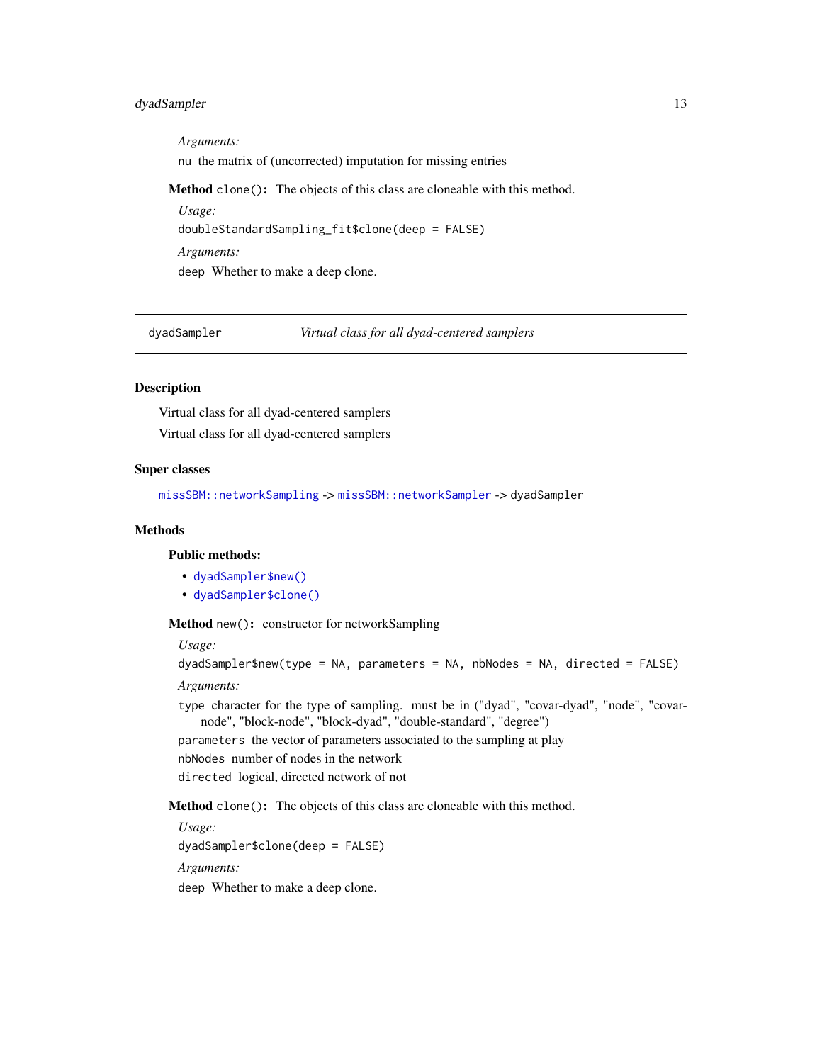*Arguments:*

`nu` the matrix of (uncorrected) imputation for missing entries

**Method** `clone()`**:** The objects of this class are cloneable with this method.

*Usage:*

```
doubleStandardSampling_fit$clone(deep = FALSE)
```

*Arguments:*

`deep` Whether to make a deep clone.

---

`dyadSampler` *Virtual class for all dyad-centered samplers*

---

## Description

Virtual class for all dyad-centered samplers

Virtual class for all dyad-centered samplers

## Super classes

`missSBM::networkSampling` -> `missSBM::networkSampler` -> `dyadSampler`

## Methods

### Public methods:

- `dyadSampler$new()`
- `dyadSampler$clone()`

**Method** `new()`**:** constructor for networkSampling

*Usage:*

```
dyadSampler$new(type = NA, parameters = NA, nbNodes = NA, directed = FALSE)
```

*Arguments:*

`type` character for the type of sampling. must be in ("dyad", "covar-dyad", "node", "covar-node", "block-node", "block-dyad", "double-standard", "degree")

`parameters` the vector of parameters associated to the sampling at play

`nbNodes` number of nodes in the network

`directed` logical, directed network of not

**Method** `clone()`**:** The objects of this class are cloneable with this method.

*Usage:*

```
dyadSampler$clone(deep = FALSE)
```

*Arguments:*

`deep` Whether to make a deep clone.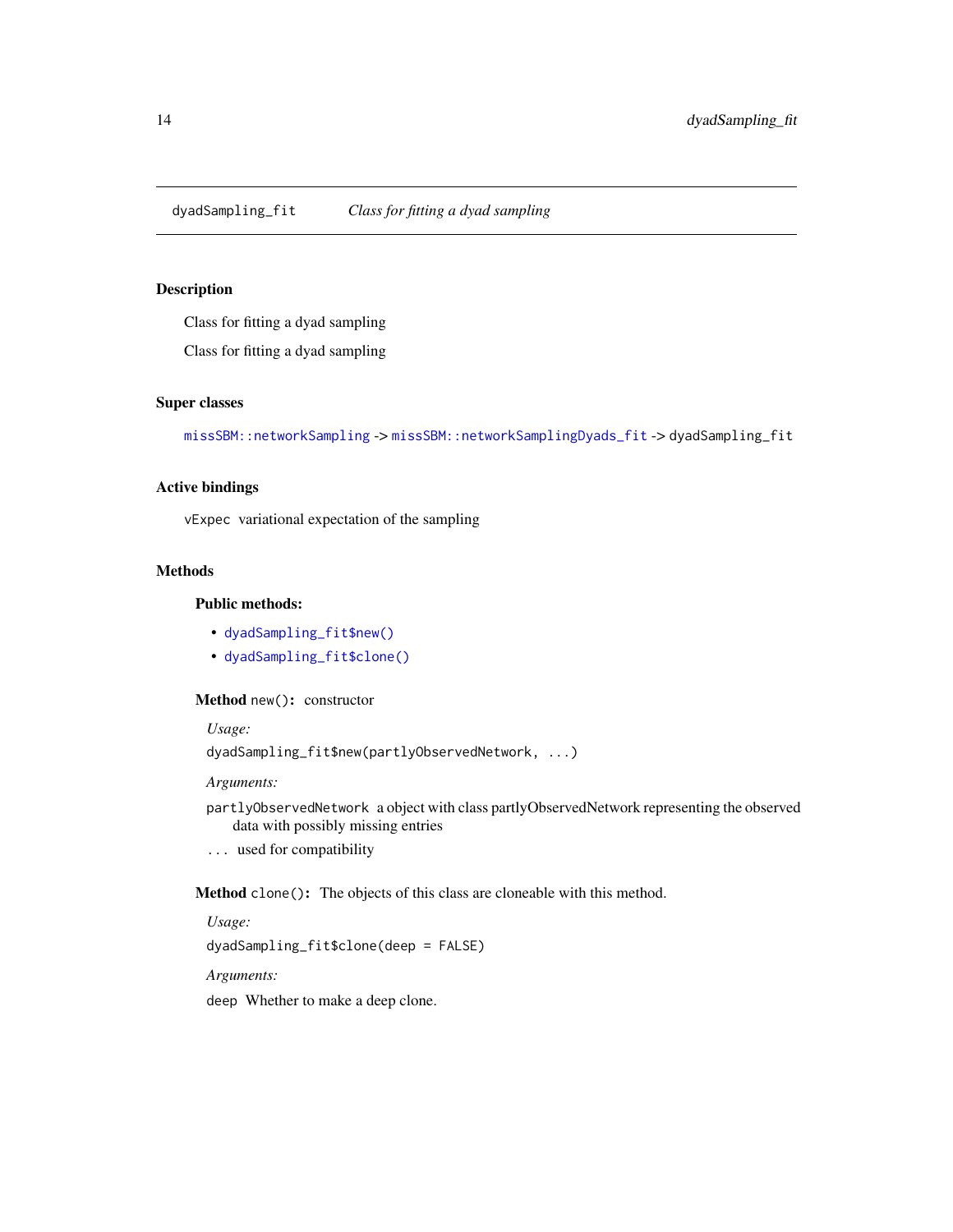# dyadSampling_fit — *Class for fitting a dyad sampling*

## Description

Class for fitting a dyad sampling

Class for fitting a dyad sampling

## Super classes

`missSBM::networkSampling` -> `missSBM::networkSamplingDyads_fit` -> `dyadSampling_fit`

## Active bindings

`vExpec` variational expectation of the sampling

## Methods

### Public methods:

- `dyadSampling_fit$new()`
- `dyadSampling_fit$clone()`

**Method** `new()`**:** constructor

*Usage:*

```
dyadSampling_fit$new(partlyObservedNetwork, ...)
```

*Arguments:*

`partlyObservedNetwork` a object with class partlyObservedNetwork representing the observed data with possibly missing entries

`...` used for compatibility

**Method** `clone()`**:** The objects of this class are cloneable with this method.

*Usage:*

```
dyadSampling_fit$clone(deep = FALSE)
```

*Arguments:*

`deep` Whether to make a deep clone.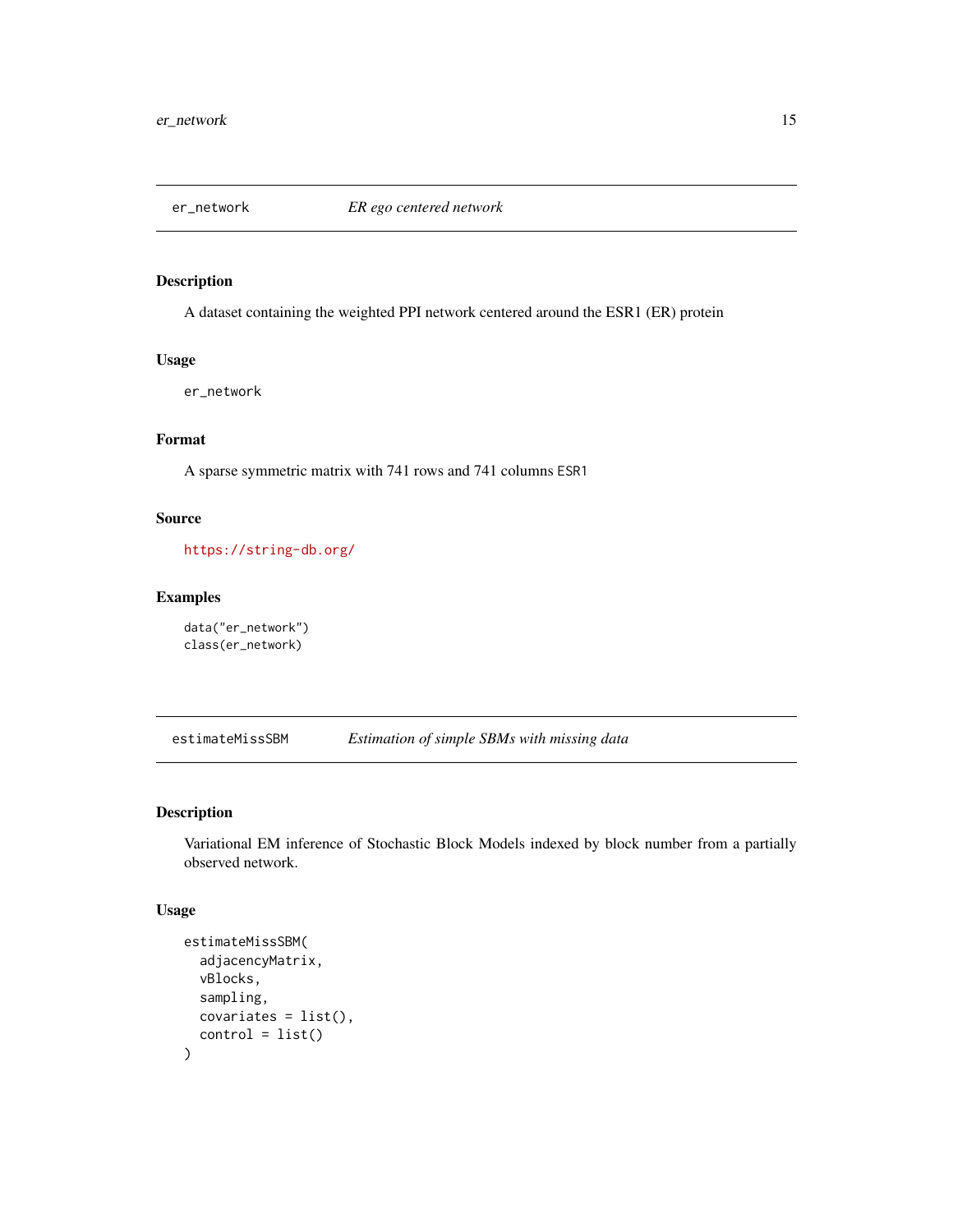## er_network — *ER ego centered network*

### Description

A dataset containing the weighted PPI network centered around the ESR1 (ER) protein

### Usage

```
er_network
```

### Format

A sparse symmetric matrix with 741 rows and 741 columns `ESR1`

### Source

https://string-db.org/

### Examples

```
data("er_network")
class(er_network)
```

## estimateMissSBM — *Estimation of simple SBMs with missing data*

### Description

Variational EM inference of Stochastic Block Models indexed by block number from a partially observed network.

### Usage

```
estimateMissSBM(
  adjacencyMatrix,
  vBlocks,
  sampling,
  covariates = list(),
  control = list()
)
```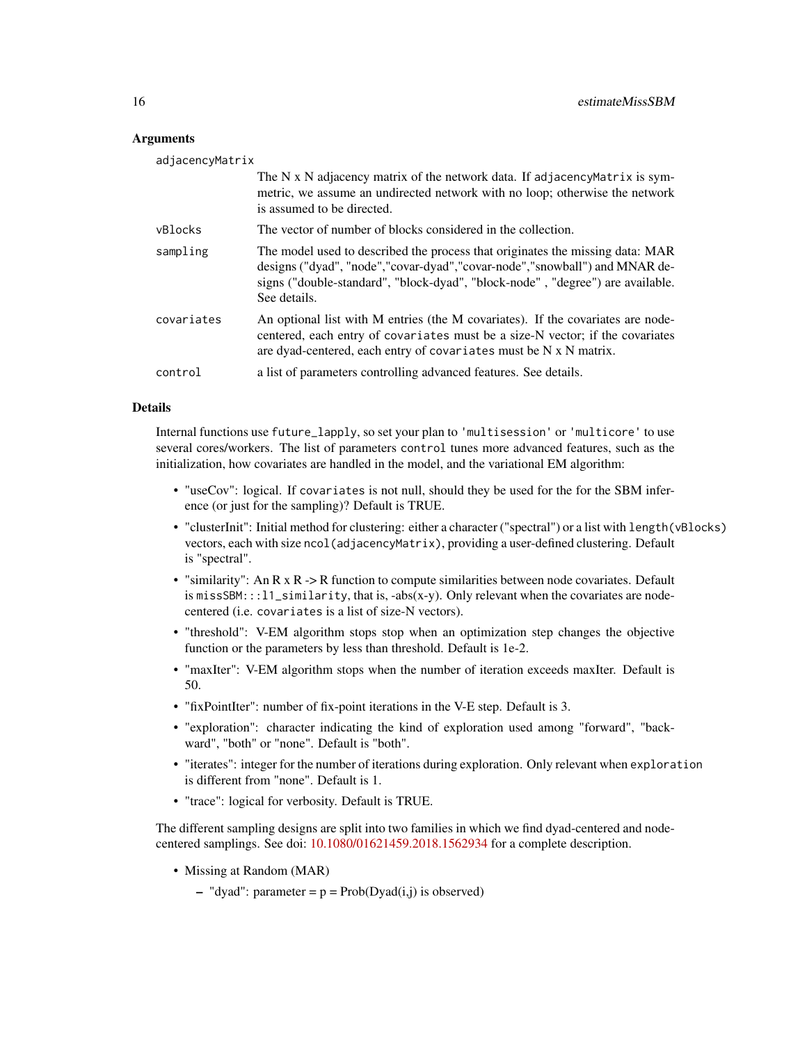### Arguments

adjacencyMatrix
: The N x N adjacency matrix of the network data. If `adjacencyMatrix` is symmetric, we assume an undirected network with no loop; otherwise the network is assumed to be directed.

vBlocks
: The vector of number of blocks considered in the collection.

sampling
: The model used to described the process that originates the missing data: MAR designs ("dyad", "node","covar-dyad","covar-node","snowball") and MNAR designs ("double-standard", "block-dyad", "block-node" , "degree") are available. See details.

covariates
: An optional list with M entries (the M covariates). If the covariates are node-centered, each entry of `covariates` must be a size-N vector; if the covariates are dyad-centered, each entry of `covariates` must be N x N matrix.

control
: a list of parameters controlling advanced features. See details.

### Details

Internal functions use `future_lapply`, so set your plan to `'multisession'` or `'multicore'` to use several cores/workers. The list of parameters `control` tunes more advanced features, such as the initialization, how covariates are handled in the model, and the variational EM algorithm:

- "useCov": logical. If `covariates` is not null, should they be used for the for the SBM inference (or just for the sampling)? Default is TRUE.
- "clusterInit": Initial method for clustering: either a character ("spectral") or a list with `length(vBlocks)` vectors, each with size `ncol(adjacencyMatrix)`, providing a user-defined clustering. Default is "spectral".
- "similarity": An R x R -> R function to compute similarities between node covariates. Default is `missSBM:::l1_similarity`, that is, -abs(x-y). Only relevant when the covariates are node-centered (i.e. `covariates` is a list of size-N vectors).
- "threshold": V-EM algorithm stops stop when an optimization step changes the objective function or the parameters by less than threshold. Default is 1e-2.
- "maxIter": V-EM algorithm stops when the number of iteration exceeds maxIter. Default is 50.
- "fixPointIter": number of fix-point iterations in the V-E step. Default is 3.
- "exploration": character indicating the kind of exploration used among "forward", "backward", "both" or "none". Default is "both".
- "iterates": integer for the number of iterations during exploration. Only relevant when `exploration` is different from "none". Default is 1.
- "trace": logical for verbosity. Default is TRUE.

The different sampling designs are split into two families in which we find dyad-centered and node-centered samplings. See doi: 10.1080/01621459.2018.1562934 for a complete description.

- Missing at Random (MAR)
  - "dyad": parameter = p = Prob(Dyad(i,j) is observed)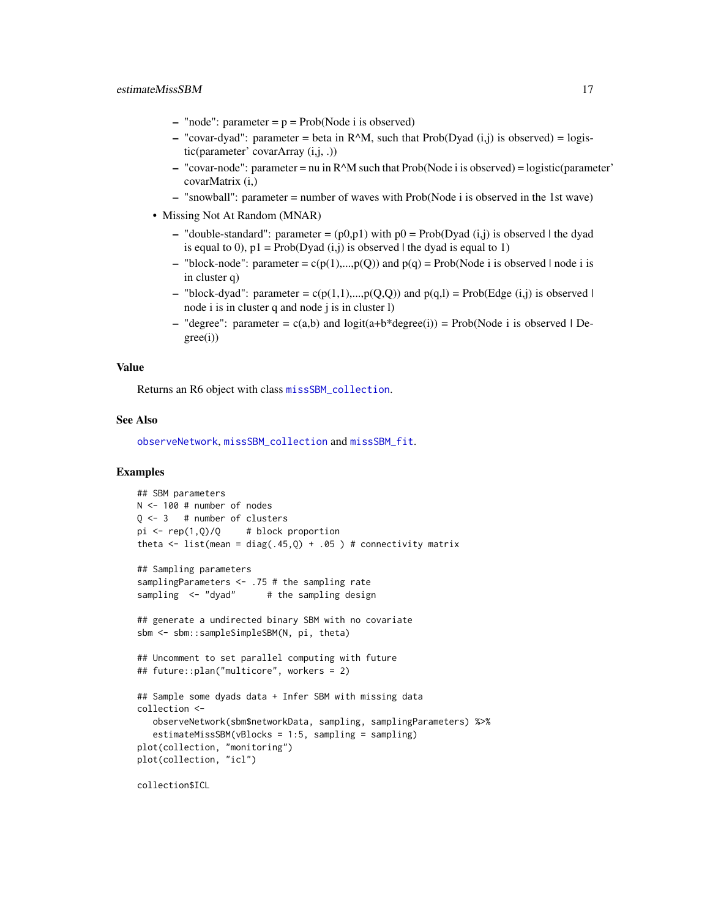- "node": parameter = p = Prob(Node i is observed)
- "covar-dyad": parameter = beta in R^M, such that Prob(Dyad (i,j) is observed) = logistic(parameter' covarArray (i,j, .))
- "covar-node": parameter = nu in R^M such that Prob(Node i is observed) = logistic(parameter' covarMatrix (i,)
- "snowball": parameter = number of waves with Prob(Node i is observed in the 1st wave)

- Missing Not At Random (MNAR)
  - "double-standard": parameter = (p0,p1) with p0 = Prob(Dyad (i,j) is observed | the dyad is equal to 0), p1 = Prob(Dyad (i,j) is observed | the dyad is equal to 1)
  - "block-node": parameter = c(p(1),...,p(Q)) and p(q) = Prob(Node i is observed | node i is in cluster q)
  - "block-dyad": parameter = c(p(1,1),...,p(Q,Q)) and p(q,l) = Prob(Edge (i,j) is observed | node i is in cluster q and node j is in cluster l)
  - "degree": parameter = c(a,b) and logit(a+b*degree(i)) = Prob(Node i is observed | Degree(i))

### Value

Returns an R6 object with class missSBM_collection.

### See Also

observeNetwork, missSBM_collection and missSBM_fit.

### Examples

```
## SBM parameters
N <- 100 # number of nodes
Q <- 3   # number of clusters
pi <- rep(1,Q)/Q     # block proportion
theta <- list(mean = diag(.45,Q) + .05 ) # connectivity matrix

## Sampling parameters
samplingParameters <- .75 # the sampling rate
sampling  <- "dyad"      # the sampling design

## generate a undirected binary SBM with no covariate
sbm <- sbm::sampleSimpleSBM(N, pi, theta)

## Uncomment to set parallel computing with future
## future::plan("multicore", workers = 2)

## Sample some dyads data + Infer SBM with missing data
collection <-
   observeNetwork(sbm$networkData, sampling, samplingParameters) %>%
   estimateMissSBM(vBlocks = 1:5, sampling = sampling)
plot(collection, "monitoring")
plot(collection, "icl")

collection$ICL
```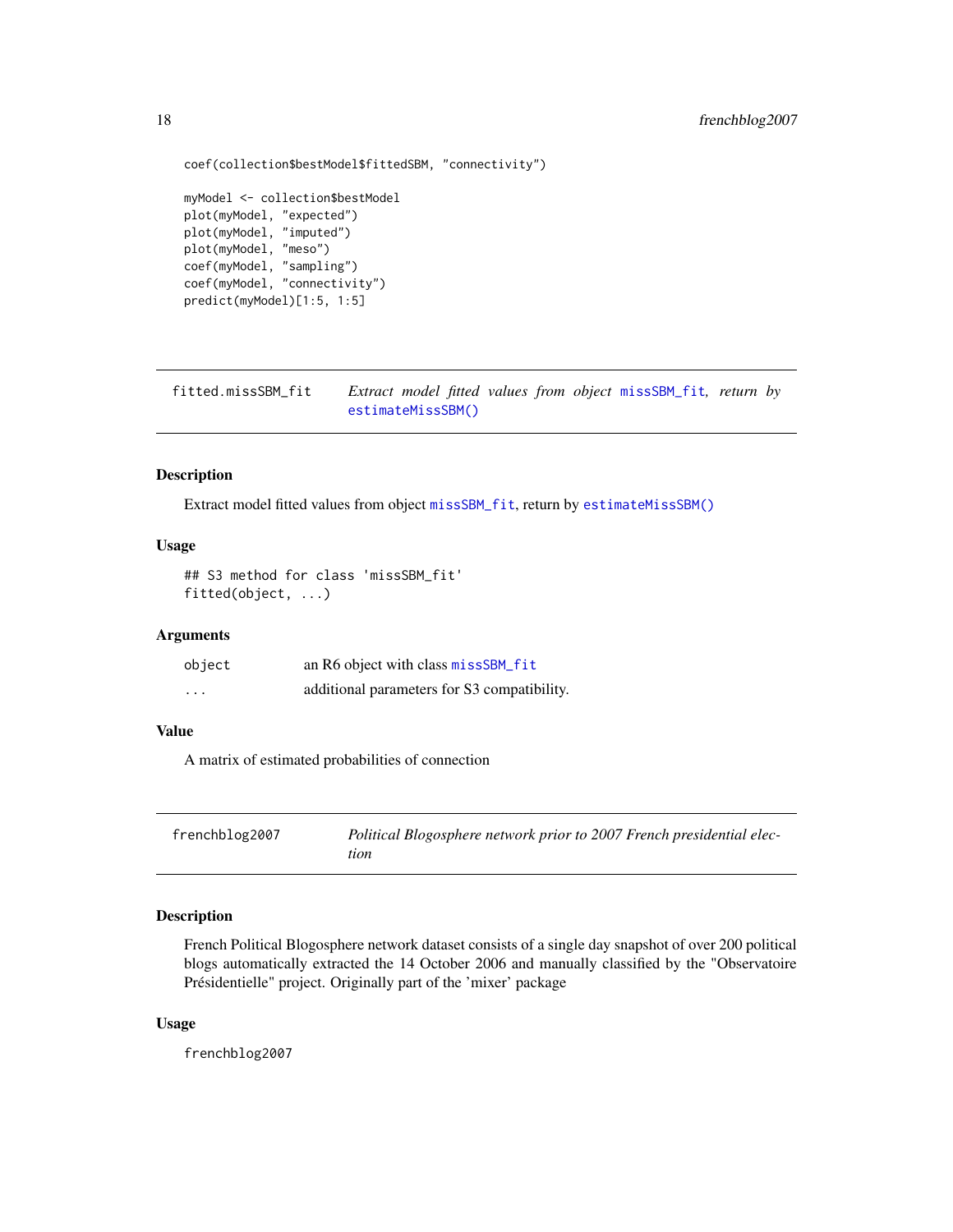```
coef(collection$bestModel$fittedSBM, "connectivity")

myModel <- collection$bestModel
plot(myModel, "expected")
plot(myModel, "imputed")
plot(myModel, "meso")
coef(myModel, "sampling")
coef(myModel, "connectivity")
predict(myModel)[1:5, 1:5]
```

---

## fitted.missSBM_fit — *Extract model fitted values from object missSBM_fit, return by estimateMissSBM()*

### Description

Extract model fitted values from object missSBM_fit, return by estimateMissSBM()

### Usage

```
## S3 method for class 'missSBM_fit'
fitted(object, ...)
```

### Arguments

| | |
|---|---|
| object | an R6 object with class missSBM_fit |
| ... | additional parameters for S3 compatibility. |

### Value

A matrix of estimated probabilities of connection

---

## frenchblog2007 — *Political Blogosphere network prior to 2007 French presidential election*

### Description

French Political Blogosphere network dataset consists of a single day snapshot of over 200 political blogs automatically extracted the 14 October 2006 and manually classified by the "Observatoire Présidentielle" project. Originally part of the 'mixer' package

### Usage

```
frenchblog2007
```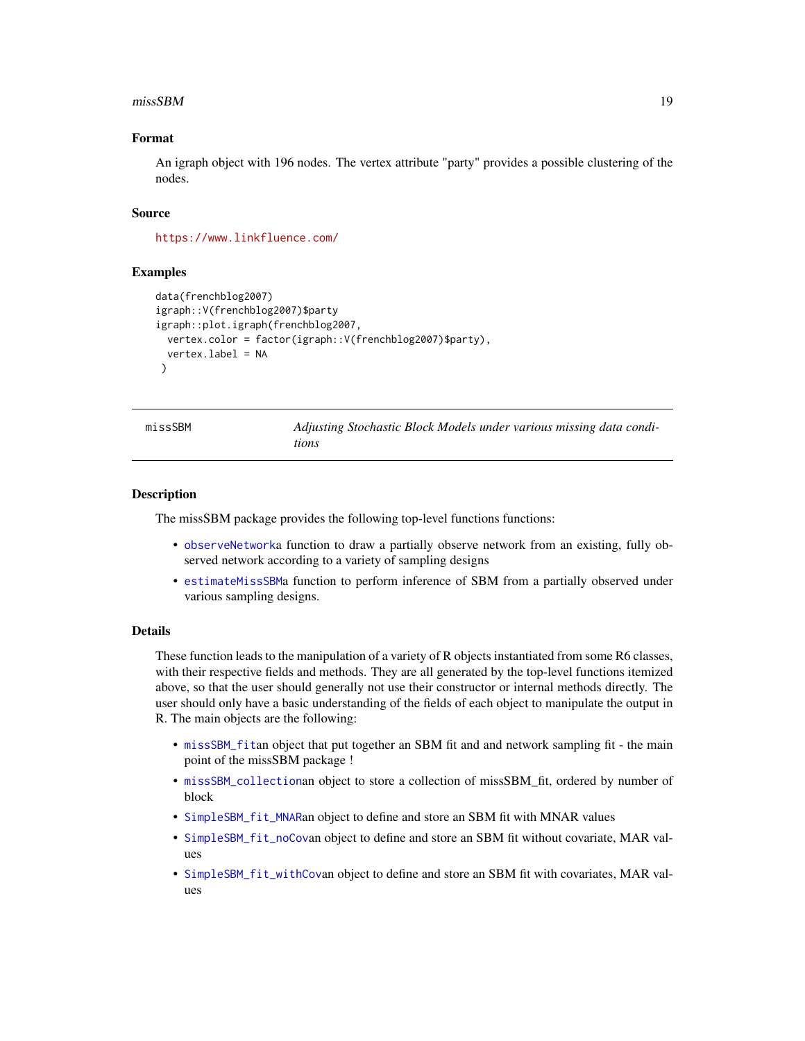### Format

An igraph object with 196 nodes. The vertex attribute "party" provides a possible clustering of the nodes.

### Source

https://www.linkfluence.com/

### Examples

```
data(frenchblog2007)
igraph::V(frenchblog2007)$party
igraph::plot.igraph(frenchblog2007,
  vertex.color = factor(igraph::V(frenchblog2007)$party),
  vertex.label = NA
 )
```

---

## missSBM — *Adjusting Stochastic Block Models under various missing data conditions*

---

### Description

The missSBM package provides the following top-level functions functions:

- observeNetworka function to draw a partially observe network from an existing, fully observed network according to a variety of sampling designs
- estimateMissSBMa function to perform inference of SBM from a partially observed under various sampling designs.

### Details

These function leads to the manipulation of a variety of R objects instantiated from some R6 classes, with their respective fields and methods. They are all generated by the top-level functions itemized above, so that the user should generally not use their constructor or internal methods directly. The user should only have a basic understanding of the fields of each object to manipulate the output in R. The main objects are the following:

- missSBM_fitan object that put together an SBM fit and and network sampling fit - the main point of the missSBM package !
- missSBM_collectionan object to store a collection of missSBM_fit, ordered by number of block
- SimpleSBM_fit_MNARan object to define and store an SBM fit with MNAR values
- SimpleSBM_fit_noCovan object to define and store an SBM fit without covariate, MAR values
- SimpleSBM_fit_withCovan object to define and store an SBM fit with covariates, MAR values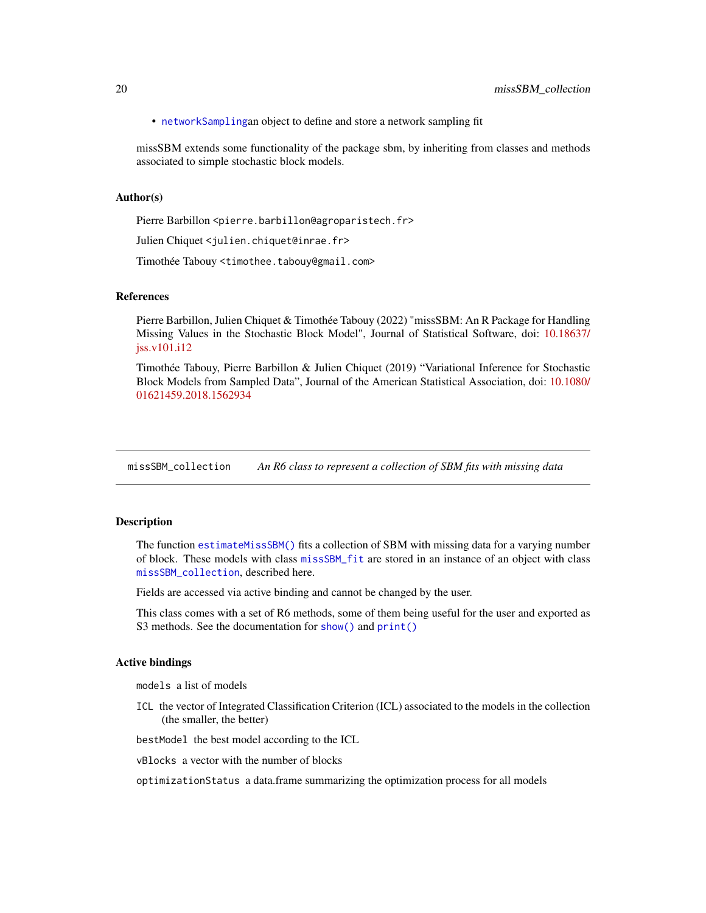- `networkSampling`an object to define and store a network sampling fit

missSBM extends some functionality of the package sbm, by inheriting from classes and methods associated to simple stochastic block models.

### Author(s)

Pierre Barbillon <pierre.barbillon@agroparistech.fr>

Julien Chiquet <julien.chiquet@inrae.fr>

Timothée Tabouy <timothee.tabouy@gmail.com>

### References

Pierre Barbillon, Julien Chiquet & Timothée Tabouy (2022) "missSBM: An R Package for Handling Missing Values in the Stochastic Block Model", Journal of Statistical Software, doi: 10.18637/jss.v101.i12

Timothée Tabouy, Pierre Barbillon & Julien Chiquet (2019) "Variational Inference for Stochastic Block Models from Sampled Data", Journal of the American Statistical Association, doi: 10.1080/01621459.2018.1562934

---

## missSBM_collection — *An R6 class to represent a collection of SBM fits with missing data*

### Description

The function `estimateMissSBM()` fits a collection of SBM with missing data for a varying number of block. These models with class `missSBM_fit` are stored in an instance of an object with class `missSBM_collection`, described here.

Fields are accessed via active binding and cannot be changed by the user.

This class comes with a set of R6 methods, some of them being useful for the user and exported as S3 methods. See the documentation for `show()` and `print()`

### Active bindings

`models` a list of models

`ICL` the vector of Integrated Classification Criterion (ICL) associated to the models in the collection (the smaller, the better)

`bestModel` the best model according to the ICL

`vBlocks` a vector with the number of blocks

`optimizationStatus` a data.frame summarizing the optimization process for all models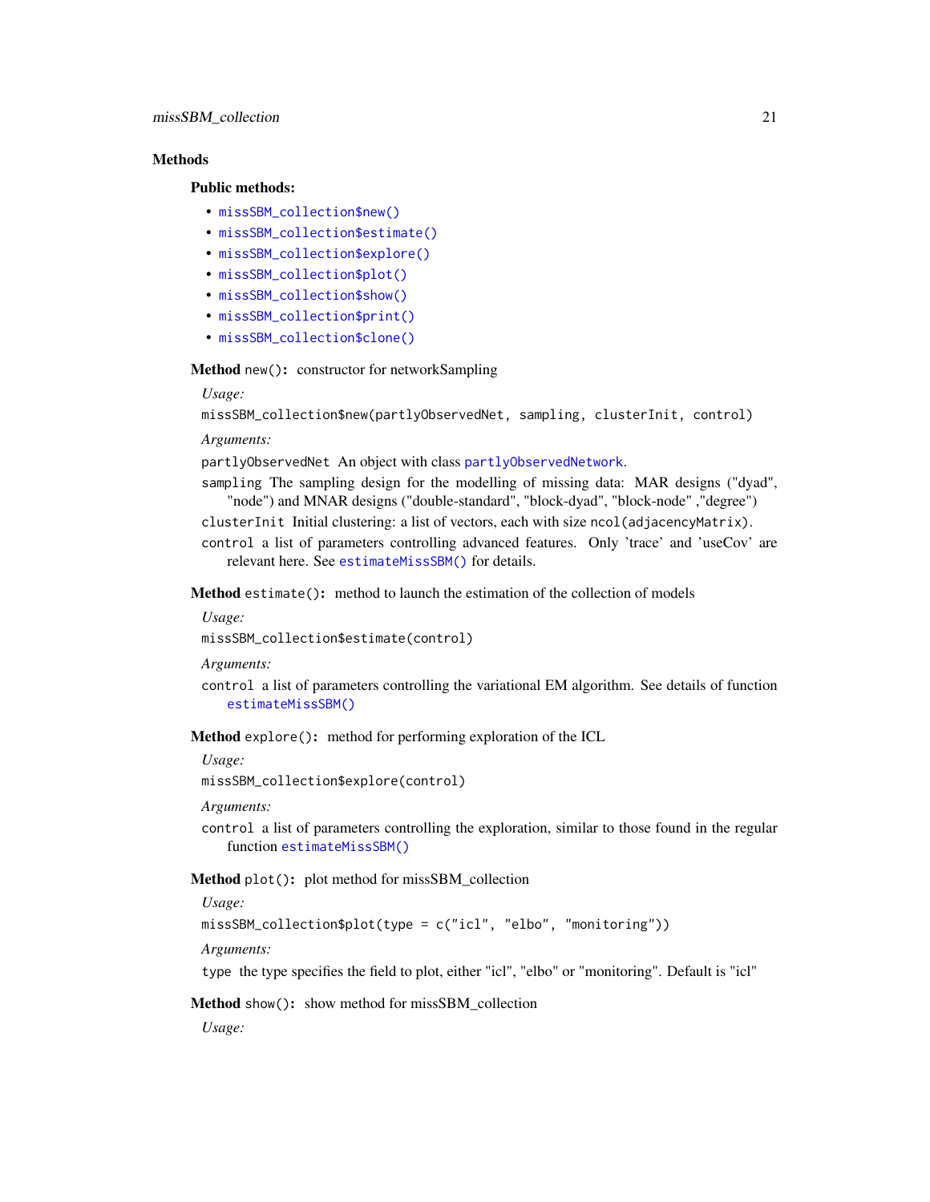## Methods

### Public methods:

- `missSBM_collection$new()`
- `missSBM_collection$estimate()`
- `missSBM_collection$explore()`
- `missSBM_collection$plot()`
- `missSBM_collection$show()`
- `missSBM_collection$print()`
- `missSBM_collection$clone()`

**Method** `new()`**:** constructor for networkSampling

*Usage:*

```
missSBM_collection$new(partlyObservedNet, sampling, clusterInit, control)
```

*Arguments:*

`partlyObservedNet` An object with class `partlyObservedNetwork`.

`sampling` The sampling design for the modelling of missing data: MAR designs ("dyad", "node") and MNAR designs ("double-standard", "block-dyad", "block-node" ,"degree")

`clusterInit` Initial clustering: a list of vectors, each with size `ncol(adjacencyMatrix)`.

`control` a list of parameters controlling advanced features. Only 'trace' and 'useCov' are relevant here. See `estimateMissSBM()` for details.

**Method** `estimate()`**:** method to launch the estimation of the collection of models

*Usage:*

```
missSBM_collection$estimate(control)
```

*Arguments:*

`control` a list of parameters controlling the variational EM algorithm. See details of function `estimateMissSBM()`

**Method** `explore()`**:** method for performing exploration of the ICL

*Usage:*

```
missSBM_collection$explore(control)
```

*Arguments:*

`control` a list of parameters controlling the exploration, similar to those found in the regular function `estimateMissSBM()`

**Method** `plot()`**:** plot method for missSBM_collection

*Usage:*

```
missSBM_collection$plot(type = c("icl", "elbo", "monitoring"))
```

*Arguments:*

`type` the type specifies the field to plot, either "icl", "elbo" or "monitoring". Default is "icl"

**Method** `show()`**:** show method for missSBM_collection

*Usage:*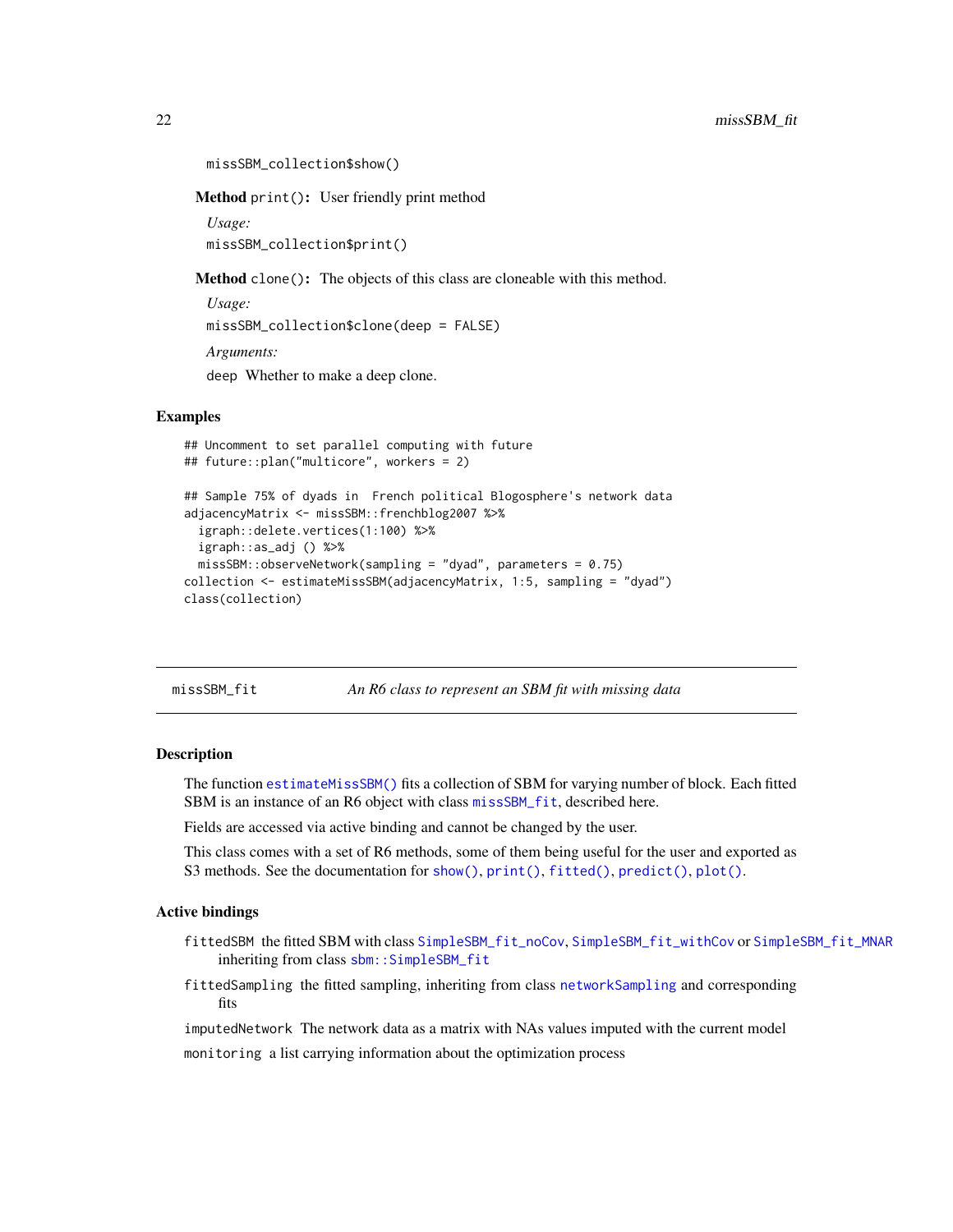```
missSBM_collection$show()
```

**Method** `print()`: User friendly print method

*Usage:*

```
missSBM_collection$print()
```

**Method** `clone()`: The objects of this class are cloneable with this method.

*Usage:*

```
missSBM_collection$clone(deep = FALSE)
```

*Arguments:*

`deep` Whether to make a deep clone.

## Examples

```
## Uncomment to set parallel computing with future
## future::plan("multicore", workers = 2)

## Sample 75% of dyads in  French political Blogosphere's network data
adjacencyMatrix <- missSBM::frenchblog2007 %>%
  igraph::delete.vertices(1:100) %>%
  igraph::as_adj () %>%
  missSBM::observeNetwork(sampling = "dyad", parameters = 0.75)
collection <- estimateMissSBM(adjacencyMatrix, 1:5, sampling = "dyad")
class(collection)
```

---

# missSBM_fit — *An R6 class to represent an SBM fit with missing data*

## Description

The function `estimateMissSBM()` fits a collection of SBM for varying number of block. Each fitted SBM is an instance of an R6 object with class `missSBM_fit`, described here.

Fields are accessed via active binding and cannot be changed by the user.

This class comes with a set of R6 methods, some of them being useful for the user and exported as S3 methods. See the documentation for `show()`, `print()`, `fitted()`, `predict()`, `plot()`.

## Active bindings

`fittedSBM` the fitted SBM with class `SimpleSBM_fit_noCov`, `SimpleSBM_fit_withCov` or `SimpleSBM_fit_MNAR` inheriting from class `sbm::SimpleSBM_fit`

`fittedSampling` the fitted sampling, inheriting from class `networkSampling` and corresponding fits

`imputedNetwork` The network data as a matrix with NAs values imputed with the current model

`monitoring` a list carrying information about the optimization process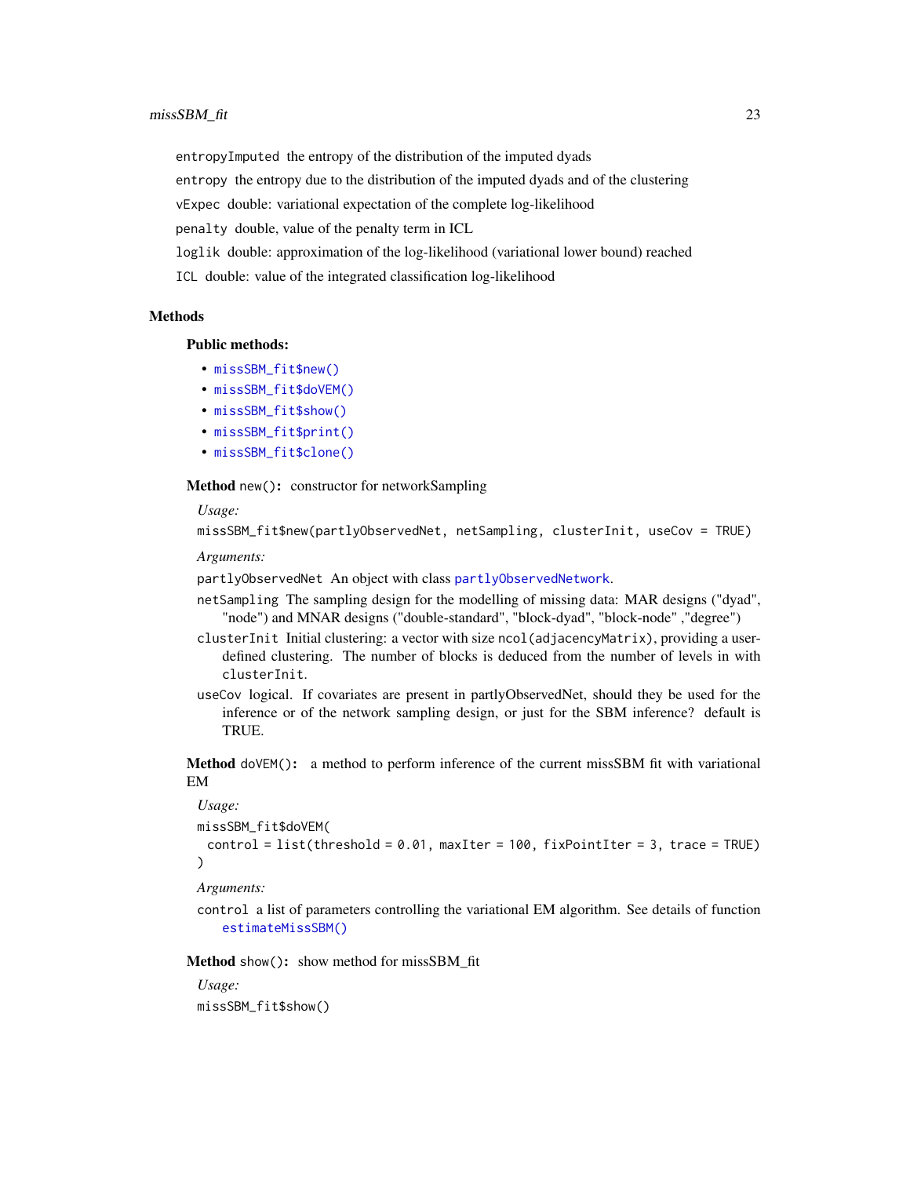`entropyImputed` the entropy of the distribution of the imputed dyads

`entropy` the entropy due to the distribution of the imputed dyads and of the clustering

`vExpec` double: variational expectation of the complete log-likelihood

`penalty` double, value of the penalty term in ICL

`loglik` double: approximation of the log-likelihood (variational lower bound) reached

`ICL` double: value of the integrated classification log-likelihood

## Methods

### Public methods:

- `missSBM_fit$new()`
- `missSBM_fit$doVEM()`
- `missSBM_fit$show()`
- `missSBM_fit$print()`
- `missSBM_fit$clone()`

**Method** `new()`**:** constructor for networkSampling

*Usage:*

```
missSBM_fit$new(partlyObservedNet, netSampling, clusterInit, useCov = TRUE)
```

*Arguments:*

`partlyObservedNet` An object with class `partlyObservedNetwork`.

`netSampling` The sampling design for the modelling of missing data: MAR designs ("dyad", "node") and MNAR designs ("double-standard", "block-dyad", "block-node" ,"degree")

`clusterInit` Initial clustering: a vector with size `ncol(adjacencyMatrix)`, providing a user-defined clustering. The number of blocks is deduced from the number of levels in with `clusterInit`.

`useCov` logical. If covariates are present in partlyObservedNet, should they be used for the inference or of the network sampling design, or just for the SBM inference? default is TRUE.

**Method** `doVEM()`**:** a method to perform inference of the current missSBM fit with variational EM

*Usage:*

```
missSBM_fit$doVEM(
  control = list(threshold = 0.01, maxIter = 100, fixPointIter = 3, trace = TRUE)
)
```

*Arguments:*

`control` a list of parameters controlling the variational EM algorithm. See details of function `estimateMissSBM()`

**Method** `show()`**:** show method for missSBM_fit

*Usage:*

```
missSBM_fit$show()
```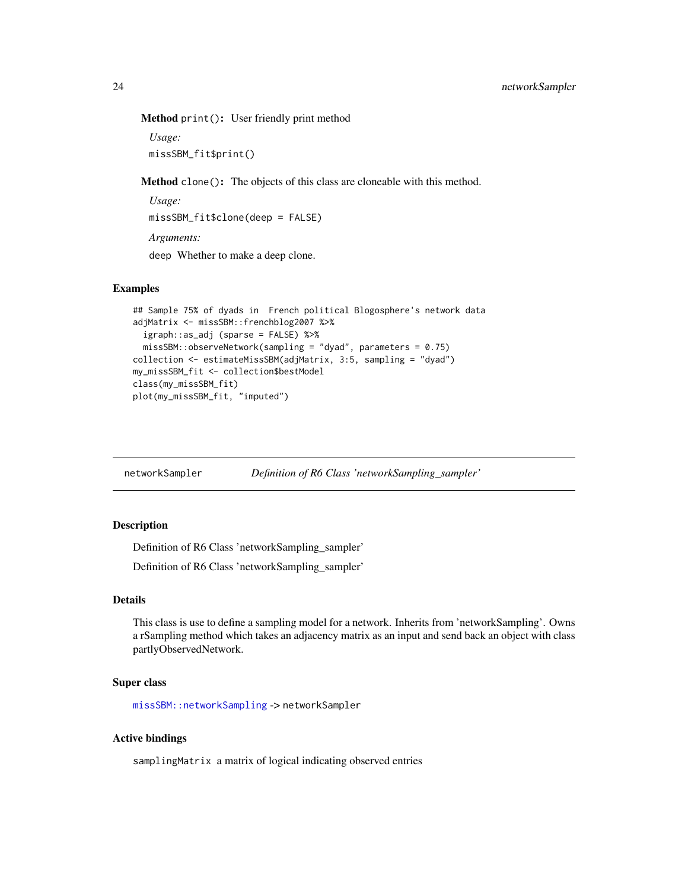**Method** `print()`: User friendly print method

*Usage:*

```
missSBM_fit$print()
```

**Method** `clone()`: The objects of this class are cloneable with this method.

*Usage:*

```
missSBM_fit$clone(deep = FALSE)
```

*Arguments:*

`deep` Whether to make a deep clone.

## Examples

```
## Sample 75% of dyads in  French political Blogosphere's network data
adjMatrix <- missSBM::frenchblog2007 %>%
  igraph::as_adj (sparse = FALSE) %>%
  missSBM::observeNetwork(sampling = "dyad", parameters = 0.75)
collection <- estimateMissSBM(adjMatrix, 3:5, sampling = "dyad")
my_missSBM_fit <- collection$bestModel
class(my_missSBM_fit)
plot(my_missSBM_fit, "imputed")
```

---

# networkSampler &nbsp;&nbsp;&nbsp; *Definition of R6 Class 'networkSampling_sampler'*

---

## Description

Definition of R6 Class 'networkSampling_sampler'

Definition of R6 Class 'networkSampling_sampler'

## Details

This class is use to define a sampling model for a network. Inherits from 'networkSampling'. Owns a rSampling method which takes an adjacency matrix as an input and send back an object with class partlyObservedNetwork.

## Super class

`missSBM::networkSampling` -> `networkSampler`

## Active bindings

`samplingMatrix` a matrix of logical indicating observed entries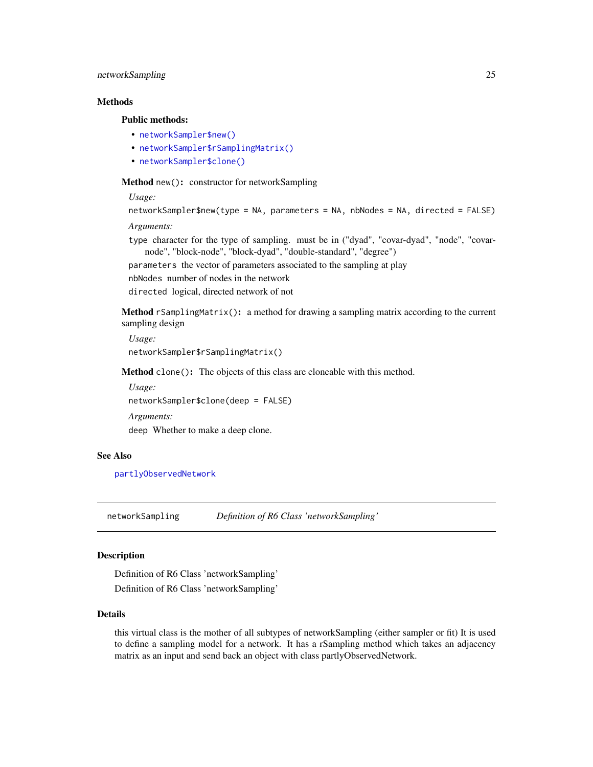## Methods

### Public methods:

- `networkSampler$new()`
- `networkSampler$rSamplingMatrix()`
- `networkSampler$clone()`

**Method** `new()`**:** constructor for networkSampling

*Usage:*

```
networkSampler$new(type = NA, parameters = NA, nbNodes = NA, directed = FALSE)
```

*Arguments:*

`type` character for the type of sampling. must be in ("dyad", "covar-dyad", "node", "covar-node", "block-node", "block-dyad", "double-standard", "degree")

`parameters` the vector of parameters associated to the sampling at play

`nbNodes` number of nodes in the network

`directed` logical, directed network of not

**Method** `rSamplingMatrix()`**:** a method for drawing a sampling matrix according to the current sampling design

*Usage:*

```
networkSampler$rSamplingMatrix()
```

**Method** `clone()`**:** The objects of this class are cloneable with this method.

*Usage:*

```
networkSampler$clone(deep = FALSE)
```

*Arguments:*

`deep` Whether to make a deep clone.

## See Also

`partlyObservedNetwork`

---

# networkSampling — *Definition of R6 Class 'networkSampling'*

## Description

Definition of R6 Class 'networkSampling'

Definition of R6 Class 'networkSampling'

## Details

this virtual class is the mother of all subtypes of networkSampling (either sampler or fit) It is used to define a sampling model for a network. It has a rSampling method which takes an adjacency matrix as an input and send back an object with class partlyObservedNetwork.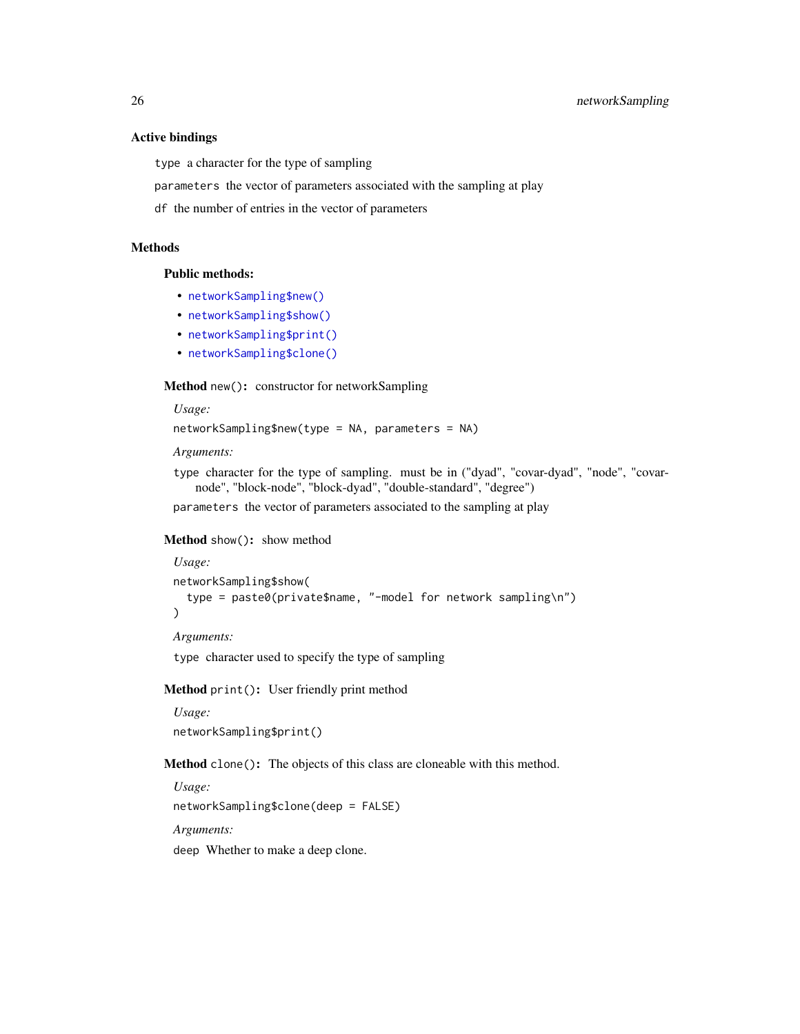### Active bindings

`type` a character for the type of sampling

`parameters` the vector of parameters associated with the sampling at play

`df` the number of entries in the vector of parameters

### Methods

#### Public methods:

- `networkSampling$new()`
- `networkSampling$show()`
- `networkSampling$print()`
- `networkSampling$clone()`

**Method** `new()`**:** constructor for networkSampling

*Usage:*

```
networkSampling$new(type = NA, parameters = NA)
```

*Arguments:*

`type` character for the type of sampling. must be in ("dyad", "covar-dyad", "node", "covar-node", "block-node", "block-dyad", "double-standard", "degree")

`parameters` the vector of parameters associated to the sampling at play

**Method** `show()`**:** show method

*Usage:*

```
networkSampling$show(
  type = paste0(private$name, "-model for network sampling\n")
)
```

*Arguments:*

`type` character used to specify the type of sampling

**Method** `print()`**:** User friendly print method

*Usage:*

```
networkSampling$print()
```

**Method** `clone()`**:** The objects of this class are cloneable with this method.

*Usage:*

```
networkSampling$clone(deep = FALSE)
```

*Arguments:*

`deep` Whether to make a deep clone.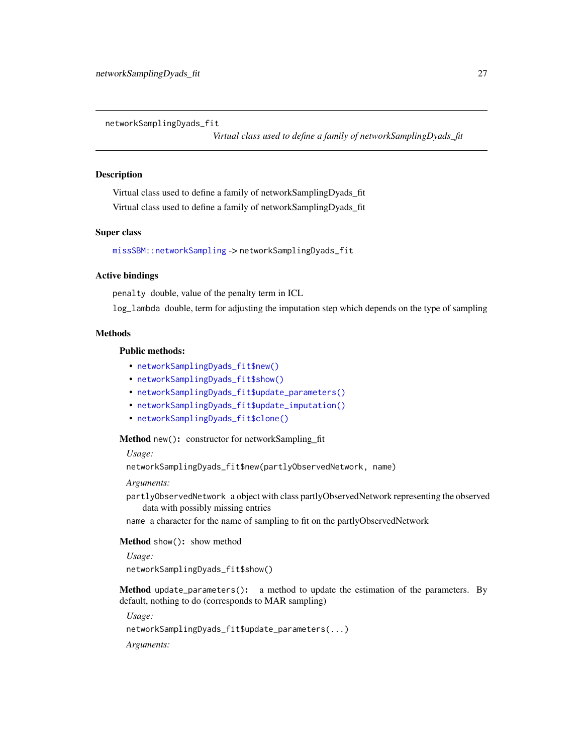## networkSamplingDyads_fit

*Virtual class used to define a family of networkSamplingDyads_fit*

### Description

Virtual class used to define a family of networkSamplingDyads_fit

Virtual class used to define a family of networkSamplingDyads_fit

### Super class

`missSBM::networkSampling` -> `networkSamplingDyads_fit`

### Active bindings

`penalty` double, value of the penalty term in ICL

`log_lambda` double, term for adjusting the imputation step which depends on the type of sampling

### Methods

#### Public methods:

- `networkSamplingDyads_fit$new()`
- `networkSamplingDyads_fit$show()`
- `networkSamplingDyads_fit$update_parameters()`
- `networkSamplingDyads_fit$update_imputation()`
- `networkSamplingDyads_fit$clone()`

**Method** `new()`: constructor for networkSampling_fit

*Usage:*

```
networkSamplingDyads_fit$new(partlyObservedNetwork, name)
```

*Arguments:*

`partlyObservedNetwork` a object with class partlyObservedNetwork representing the observed data with possibly missing entries

`name` a character for the name of sampling to fit on the partlyObservedNetwork

**Method** `show()`: show method

*Usage:*

```
networkSamplingDyads_fit$show()
```

**Method** `update_parameters()`: a method to update the estimation of the parameters. By default, nothing to do (corresponds to MAR sampling)

*Usage:*

```
networkSamplingDyads_fit$update_parameters(...)
```

*Arguments:*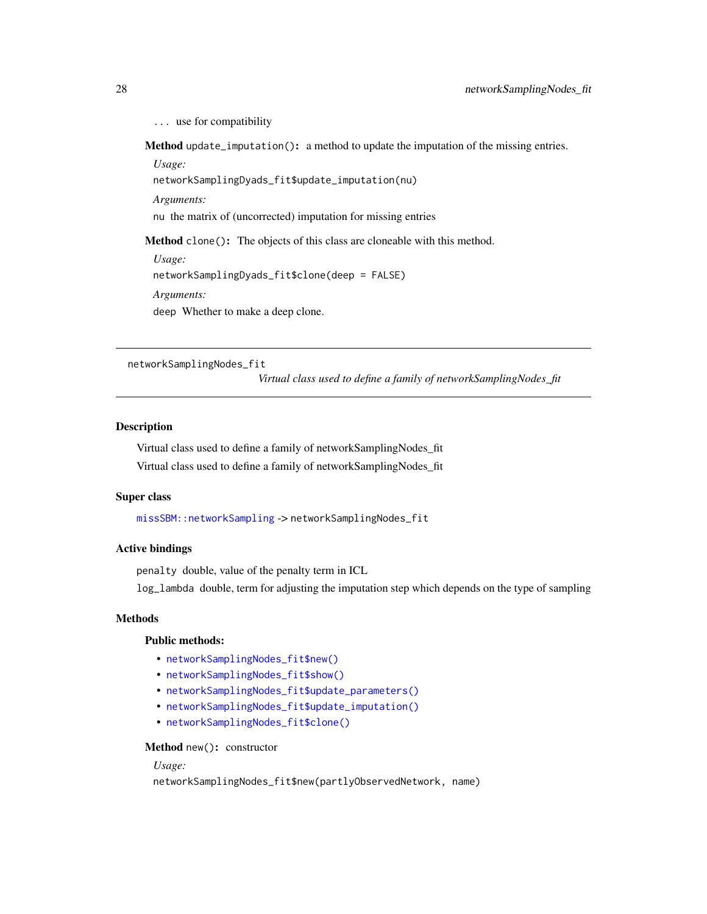`...` use for compatibility

**Method** `update_imputation()`: a method to update the imputation of the missing entries.

*Usage:*

```
networkSamplingDyads_fit$update_imputation(nu)
```

*Arguments:*

`nu` the matrix of (uncorrected) imputation for missing entries

**Method** `clone()`: The objects of this class are cloneable with this method.

*Usage:*

```
networkSamplingDyads_fit$clone(deep = FALSE)
```

*Arguments:*

`deep` Whether to make a deep clone.

---

`networkSamplingNodes_fit` *Virtual class used to define a family of networkSamplingNodes_fit*

---

## Description

Virtual class used to define a family of networkSamplingNodes_fit

Virtual class used to define a family of networkSamplingNodes_fit

## Super class

`missSBM::networkSampling` -> `networkSamplingNodes_fit`

## Active bindings

`penalty` double, value of the penalty term in ICL

`log_lambda` double, term for adjusting the imputation step which depends on the type of sampling

## Methods

### Public methods:

- `networkSamplingNodes_fit$new()`
- `networkSamplingNodes_fit$show()`
- `networkSamplingNodes_fit$update_parameters()`
- `networkSamplingNodes_fit$update_imputation()`
- `networkSamplingNodes_fit$clone()`

**Method** `new()`: constructor

*Usage:*

```
networkSamplingNodes_fit$new(partlyObservedNetwork, name)
```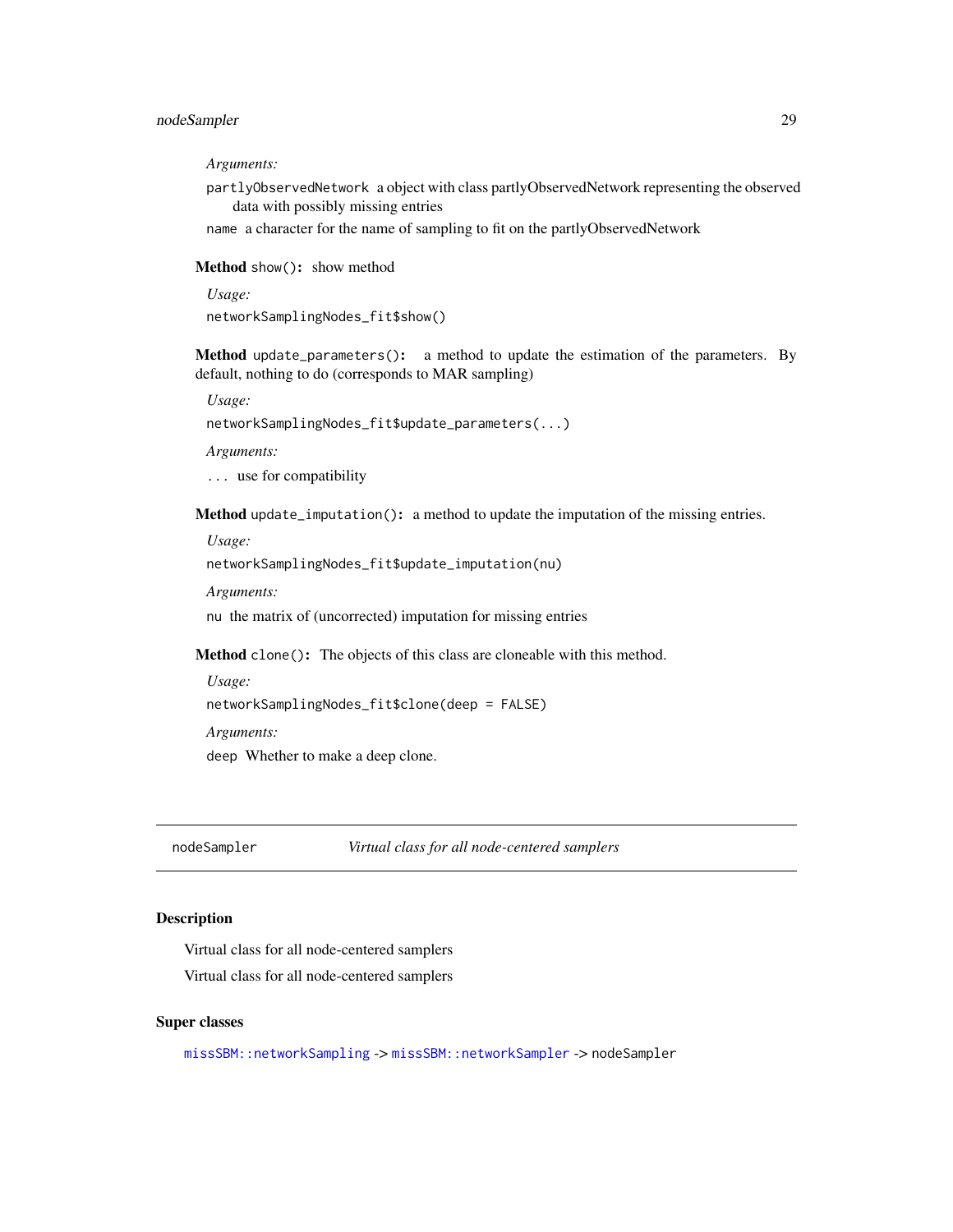*Arguments:*

`partlyObservedNetwork` a object with class partlyObservedNetwork representing the observed data with possibly missing entries

`name` a character for the name of sampling to fit on the partlyObservedNetwork

**Method** `show()`**:** show method

*Usage:*

```
networkSamplingNodes_fit$show()
```

**Method** `update_parameters()`**:** a method to update the estimation of the parameters. By default, nothing to do (corresponds to MAR sampling)

*Usage:*

```
networkSamplingNodes_fit$update_parameters(...)
```

*Arguments:*

`...` use for compatibility

**Method** `update_imputation()`**:** a method to update the imputation of the missing entries.

*Usage:*

```
networkSamplingNodes_fit$update_imputation(nu)
```

*Arguments:*

`nu` the matrix of (uncorrected) imputation for missing entries

**Method** `clone()`**:** The objects of this class are cloneable with this method.

*Usage:*

```
networkSamplingNodes_fit$clone(deep = FALSE)
```

*Arguments:*

`deep` Whether to make a deep clone.

---

## `nodeSampler` *Virtual class for all node-centered samplers*

---

### Description

Virtual class for all node-centered samplers

Virtual class for all node-centered samplers

### Super classes

`missSBM::networkSampling` -> `missSBM::networkSampler` -> `nodeSampler`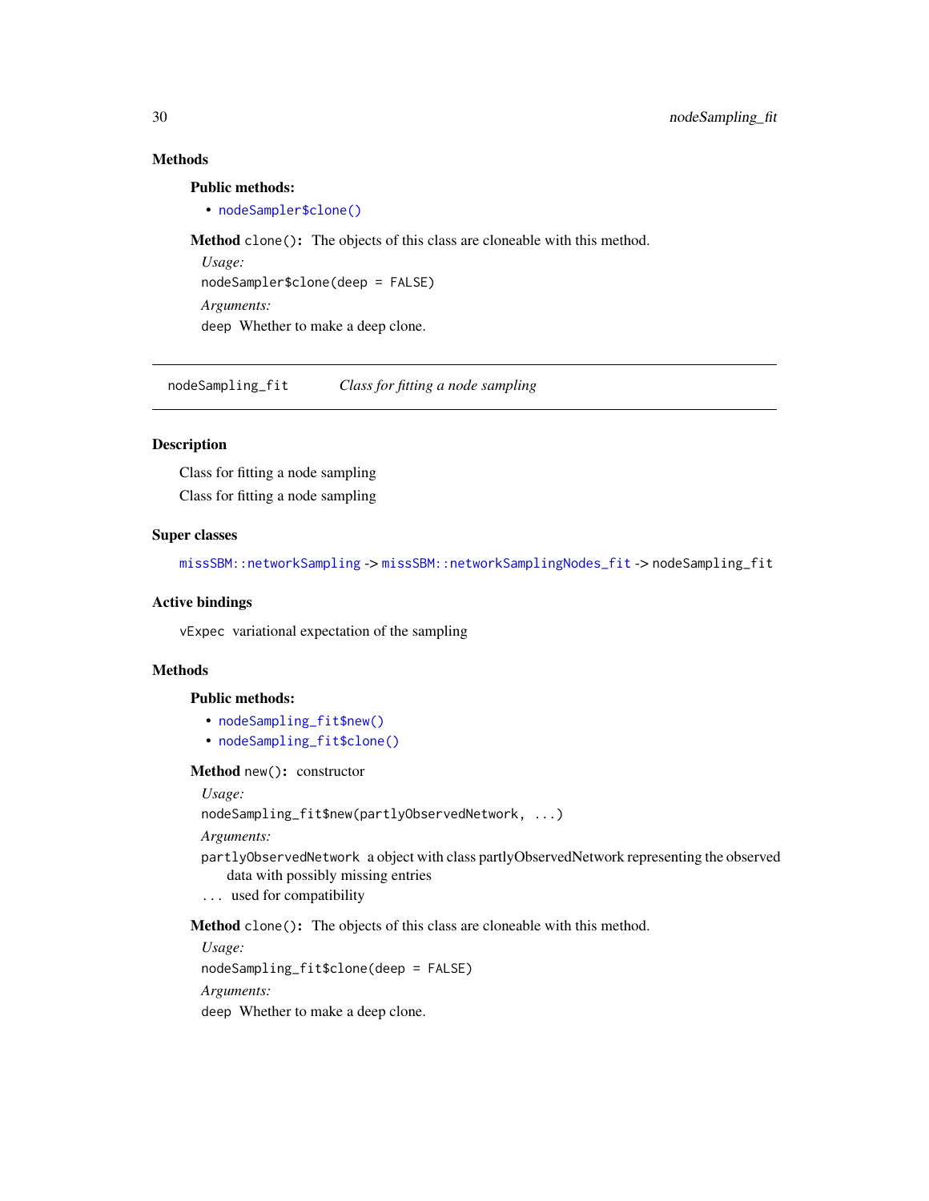### Methods

**Public methods:**

- `nodeSampler$clone()`

**Method** `clone()`: The objects of this class are cloneable with this method.

*Usage:*

```
nodeSampler$clone(deep = FALSE)
```

*Arguments:*

`deep` Whether to make a deep clone.

---

## nodeSampling_fit — *Class for fitting a node sampling*

### Description

Class for fitting a node sampling

Class for fitting a node sampling

### Super classes

`missSBM::networkSampling` -> `missSBM::networkSamplingNodes_fit` -> `nodeSampling_fit`

### Active bindings

`vExpec` variational expectation of the sampling

### Methods

**Public methods:**

- `nodeSampling_fit$new()`
- `nodeSampling_fit$clone()`

**Method** `new()`: constructor

*Usage:*

```
nodeSampling_fit$new(partlyObservedNetwork, ...)
```

*Arguments:*

`partlyObservedNetwork` a object with class partlyObservedNetwork representing the observed data with possibly missing entries

`...` used for compatibility

**Method** `clone()`: The objects of this class are cloneable with this method.

*Usage:*

```
nodeSampling_fit$clone(deep = FALSE)
```

*Arguments:*

`deep` Whether to make a deep clone.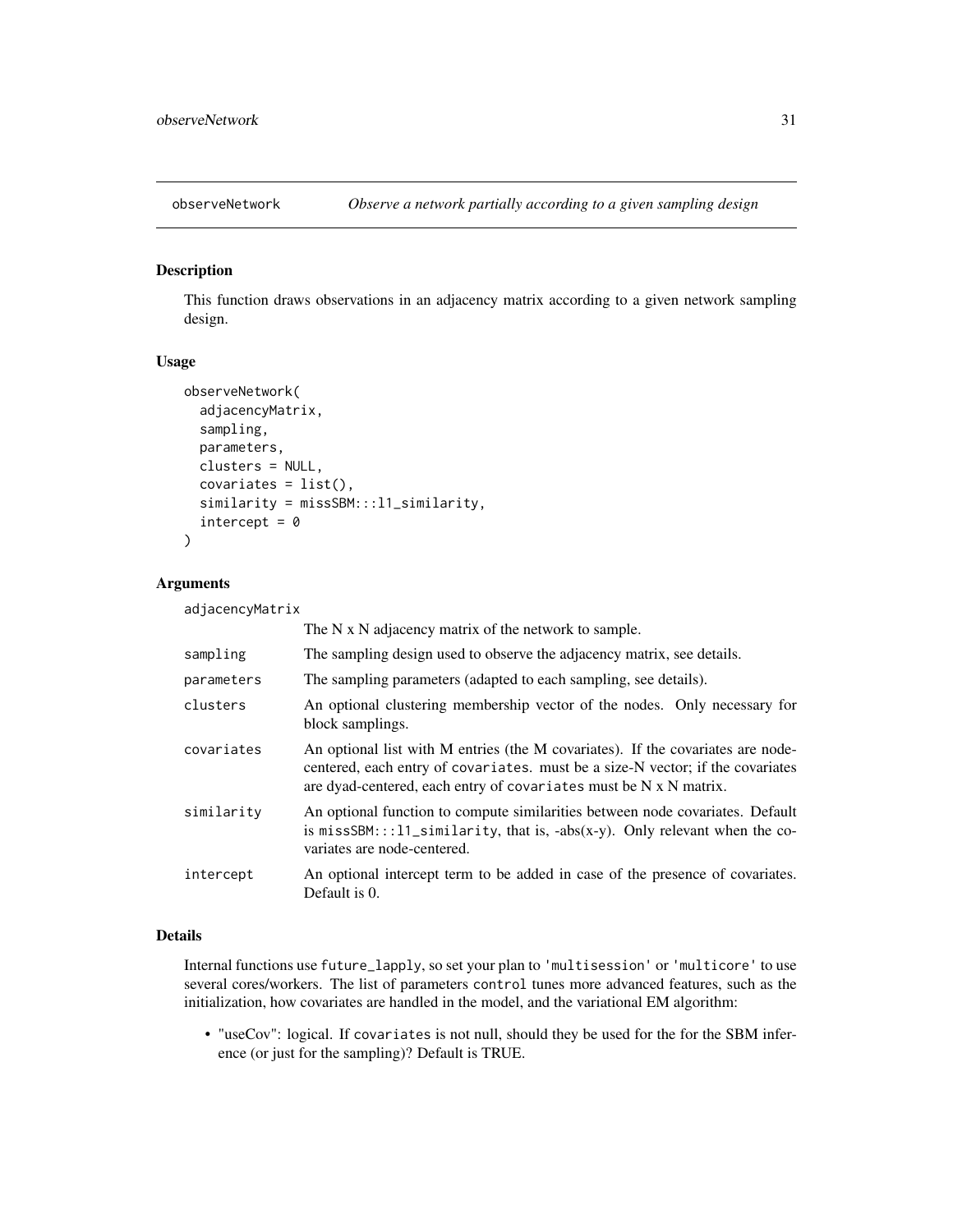## observeNetwork — *Observe a network partially according to a given sampling design*

### Description

This function draws observations in an adjacency matrix according to a given network sampling design.

### Usage

```
observeNetwork(
  adjacencyMatrix,
  sampling,
  parameters,
  clusters = NULL,
  covariates = list(),
  similarity = missSBM:::l1_similarity,
  intercept = 0
)
```

### Arguments

| Argument | Description |
|---|---|
| adjacencyMatrix | The N x N adjacency matrix of the network to sample. |
| sampling | The sampling design used to observe the adjacency matrix, see details. |
| parameters | The sampling parameters (adapted to each sampling, see details). |
| clusters | An optional clustering membership vector of the nodes. Only necessary for block samplings. |
| covariates | An optional list with M entries (the M covariates). If the covariates are node-centered, each entry of `covariates.` must be a size-N vector; if the covariates are dyad-centered, each entry of `covariates` must be N x N matrix. |
| similarity | An optional function to compute similarities between node covariates. Default is `missSBM:::l1_similarity`, that is, -abs(x-y). Only relevant when the covariates are node-centered. |
| intercept | An optional intercept term to be added in case of the presence of covariates. Default is 0. |

### Details

Internal functions use `future_lapply`, so set your plan to `'multisession'` or `'multicore'` to use several cores/workers. The list of parameters `control` tunes more advanced features, such as the initialization, how covariates are handled in the model, and the variational EM algorithm:

- "useCov": logical. If `covariates` is not null, should they be used for the for the SBM inference (or just for the sampling)? Default is TRUE.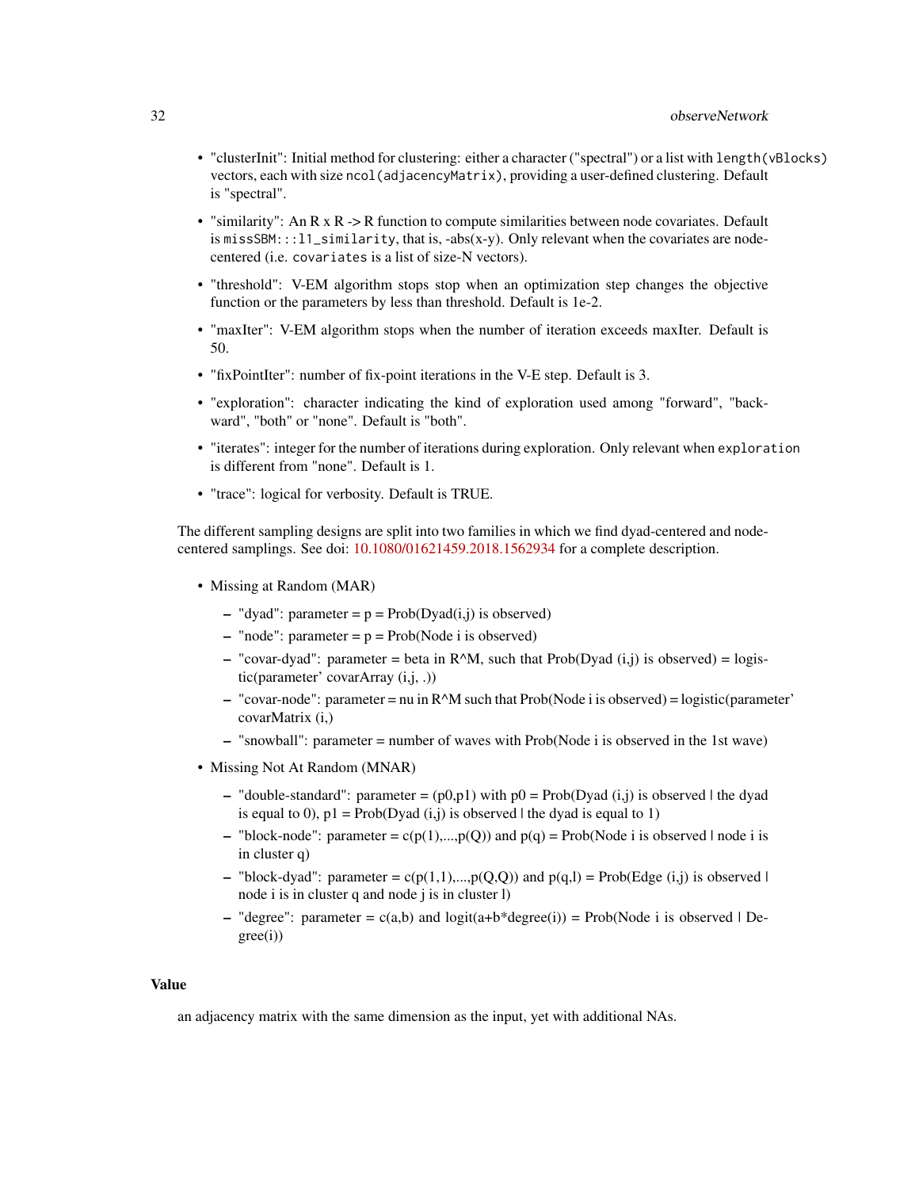- "clusterInit": Initial method for clustering: either a character ("spectral") or a list with `length(vBlocks)` vectors, each with size `ncol(adjacencyMatrix)`, providing a user-defined clustering. Default is "spectral".
- "similarity": An R x R -> R function to compute similarities between node covariates. Default is `missSBM:::l1_similarity`, that is, -abs(x-y). Only relevant when the covariates are node-centered (i.e. `covariates` is a list of size-N vectors).
- "threshold": V-EM algorithm stops stop when an optimization step changes the objective function or the parameters by less than threshold. Default is 1e-2.
- "maxIter": V-EM algorithm stops when the number of iteration exceeds maxIter. Default is 50.
- "fixPointIter": number of fix-point iterations in the V-E step. Default is 3.
- "exploration": character indicating the kind of exploration used among "forward", "backward", "both" or "none". Default is "both".
- "iterates": integer for the number of iterations during exploration. Only relevant when `exploration` is different from "none". Default is 1.
- "trace": logical for verbosity. Default is TRUE.

The different sampling designs are split into two families in which we find dyad-centered and node-centered samplings. See doi: 10.1080/01621459.2018.1562934 for a complete description.

- Missing at Random (MAR)
  - "dyad": parameter = p = Prob(Dyad(i,j) is observed)
  - "node": parameter = p = Prob(Node i is observed)
  - "covar-dyad": parameter = beta in R^M, such that Prob(Dyad (i,j) is observed) = logistic(parameter' covarArray (i,j, .))
  - "covar-node": parameter = nu in R^M such that Prob(Node i is observed) = logistic(parameter' covarMatrix (i,)
  - "snowball": parameter = number of waves with Prob(Node i is observed in the 1st wave)
- Missing Not At Random (MNAR)
  - "double-standard": parameter = (p0,p1) with p0 = Prob(Dyad (i,j) is observed | the dyad is equal to 0), p1 = Prob(Dyad (i,j) is observed | the dyad is equal to 1)
  - "block-node": parameter = c(p(1),...,p(Q)) and p(q) = Prob(Node i is observed | node i is in cluster q)
  - "block-dyad": parameter = c(p(1,1),...,p(Q,Q)) and p(q,l) = Prob(Edge (i,j) is observed | node i is in cluster q and node j is in cluster l)
  - "degree": parameter = c(a,b) and logit(a+b*degree(i)) = Prob(Node i is observed | Degree(i))

## Value

an adjacency matrix with the same dimension as the input, yet with additional NAs.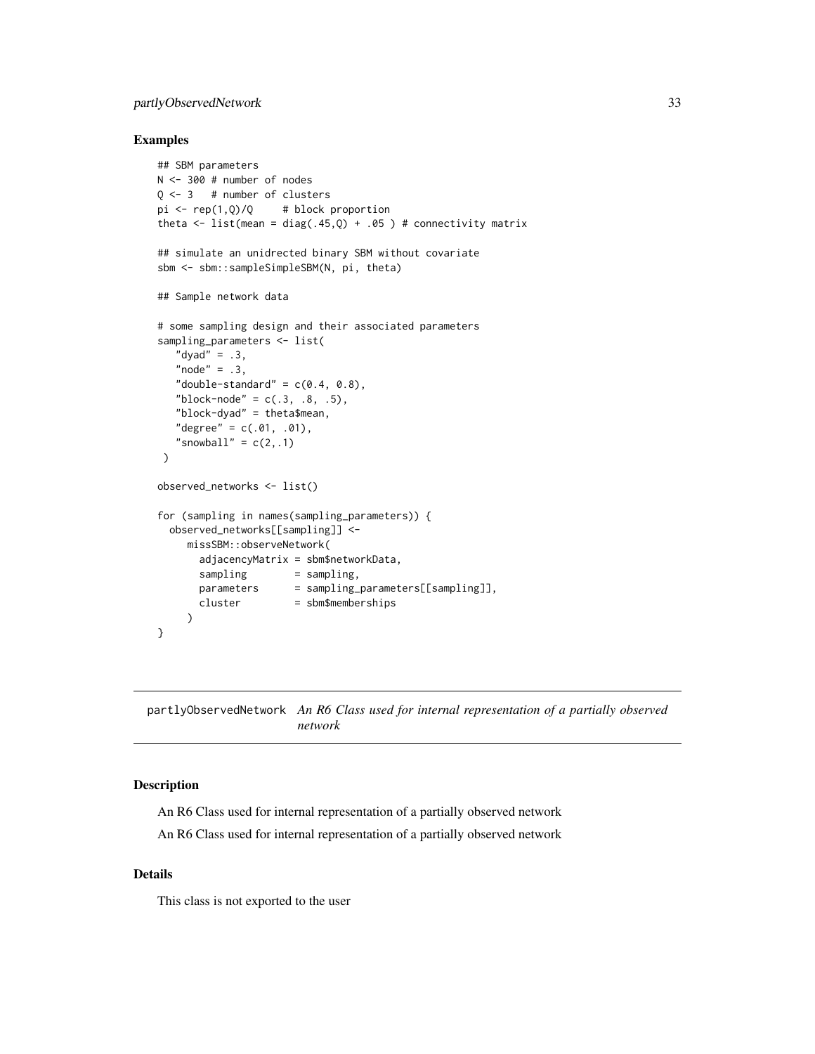## Examples

```
## SBM parameters
N <- 300 # number of nodes
Q <- 3   # number of clusters
pi <- rep(1,Q)/Q     # block proportion
theta <- list(mean = diag(.45,Q) + .05 ) # connectivity matrix

## simulate an unidrected binary SBM without covariate
sbm <- sbm::sampleSimpleSBM(N, pi, theta)

## Sample network data

# some sampling design and their associated parameters
sampling_parameters <- list(
   "dyad" = .3,
   "node" = .3,
   "double-standard" = c(0.4, 0.8),
   "block-node" = c(.3, .8, .5),
   "block-dyad" = theta$mean,
   "degree" = c(.01, .01),
   "snowball" = c(2,.1)
 )

observed_networks <- list()

for (sampling in names(sampling_parameters)) {
  observed_networks[[sampling]] <-
     missSBM::observeNetwork(
       adjacencyMatrix = sbm$networkData,
       sampling        = sampling,
       parameters      = sampling_parameters[[sampling]],
       cluster         = sbm$memberships
     )
}
```

---

partlyObservedNetwork *An R6 Class used for internal representation of a partially observed network*

---

## Description

An R6 Class used for internal representation of a partially observed network

An R6 Class used for internal representation of a partially observed network

## Details

This class is not exported to the user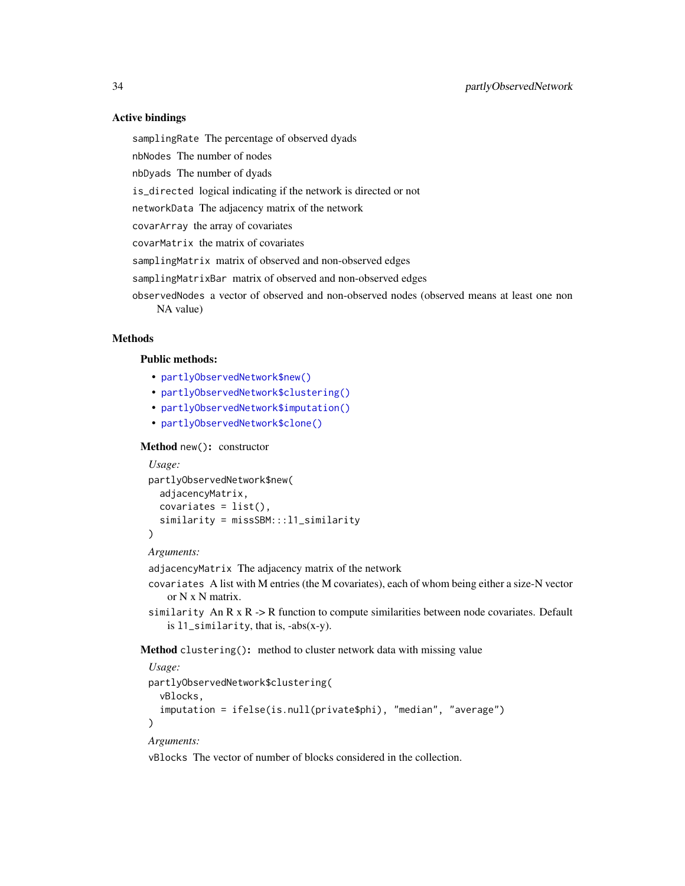### Active bindings

`samplingRate` The percentage of observed dyads

`nbNodes` The number of nodes

`nbDyads` The number of dyads

`is_directed` logical indicating if the network is directed or not

`networkData` The adjacency matrix of the network

`covarArray` the array of covariates

`covarMatrix` the matrix of covariates

`samplingMatrix` matrix of observed and non-observed edges

`samplingMatrixBar` matrix of observed and non-observed edges

`observedNodes` a vector of observed and non-observed nodes (observed means at least one non NA value)

### Methods

#### Public methods:

- `partlyObservedNetwork$new()`
- `partlyObservedNetwork$clustering()`
- `partlyObservedNetwork$imputation()`
- `partlyObservedNetwork$clone()`

**Method** `new()`**:** constructor

*Usage:*

```
partlyObservedNetwork$new(
  adjacencyMatrix,
  covariates = list(),
  similarity = missSBM:::l1_similarity
)
```

*Arguments:*

`adjacencyMatrix` The adjacency matrix of the network

`covariates` A list with M entries (the M covariates), each of whom being either a size-N vector or N x N matrix.

`similarity` An R x R -> R function to compute similarities between node covariates. Default is `l1_similarity`, that is, -abs(x-y).

**Method** `clustering()`**:** method to cluster network data with missing value

*Usage:*

```
partlyObservedNetwork$clustering(
  vBlocks,
  imputation = ifelse(is.null(private$phi), "median", "average")
)
```

*Arguments:*

`vBlocks` The vector of number of blocks considered in the collection.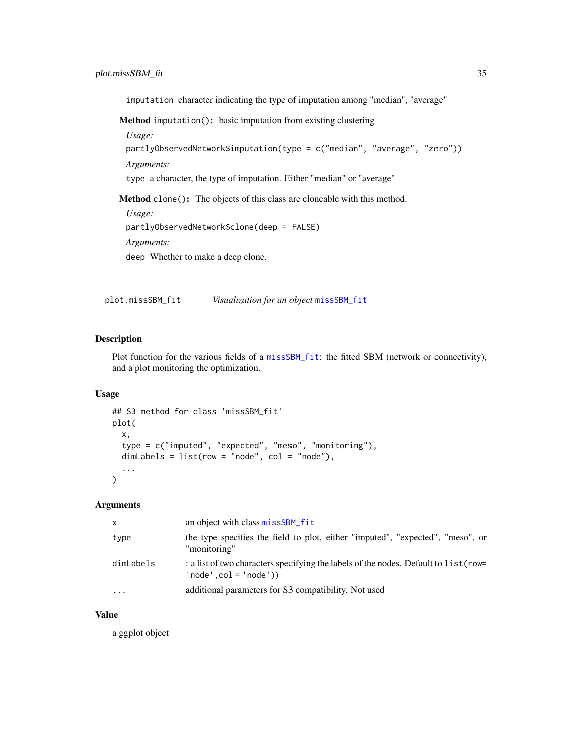imputation character indicating the type of imputation among "median", "average"

**Method** `imputation()`**:** basic imputation from existing clustering

*Usage:*

```
partlyObservedNetwork$imputation(type = c("median", "average", "zero"))
```

*Arguments:*

`type` a character, the type of imputation. Either "median" or "average"

**Method** `clone()`**:** The objects of this class are cloneable with this method.

*Usage:*

```
partlyObservedNetwork$clone(deep = FALSE)
```

*Arguments:*

`deep` Whether to make a deep clone.

---

## plot.missSBM_fit    *Visualization for an object missSBM_fit*

---

### Description

Plot function for the various fields of a missSBM_fit: the fitted SBM (network or connectivity), and a plot monitoring the optimization.

### Usage

```
## S3 method for class 'missSBM_fit'
plot(
  x,
  type = c("imputed", "expected", "meso", "monitoring"),
  dimLabels = list(row = "node", col = "node"),
  ...
)
```

### Arguments

| | |
|---|---|
| x | an object with class missSBM_fit |
| type | the type specifies the field to plot, either "imputed", "expected", "meso", or "monitoring" |
| dimLabels | : a list of two characters specifying the labels of the nodes. Default to `list(row= 'node',col = 'node')` |
| ... | additional parameters for S3 compatibility. Not used |

### Value

a ggplot object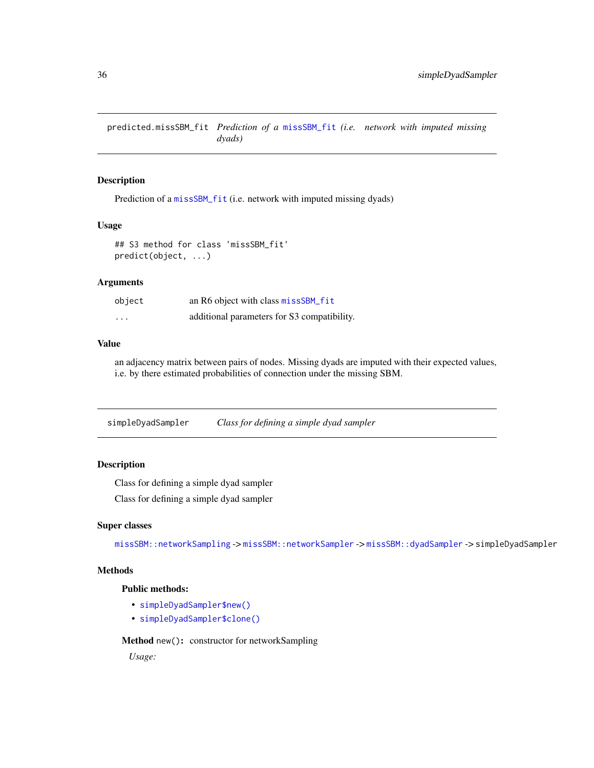## predicted.missSBM_fit — *Prediction of a missSBM_fit (i.e. network with imputed missing dyads)*

### Description

Prediction of a missSBM_fit (i.e. network with imputed missing dyads)

### Usage

```
## S3 method for class 'missSBM_fit'
predict(object, ...)
```

### Arguments

| | |
|---|---|
| object | an R6 object with class missSBM_fit |
| ... | additional parameters for S3 compatibility. |

### Value

an adjacency matrix between pairs of nodes. Missing dyads are imputed with their expected values, i.e. by there estimated probabilities of connection under the missing SBM.

## simpleDyadSampler — *Class for defining a simple dyad sampler*

### Description

Class for defining a simple dyad sampler

Class for defining a simple dyad sampler

### Super classes

missSBM::networkSampling -> missSBM::networkSampler -> missSBM::dyadSampler -> simpleDyadSampler

### Methods

#### Public methods:

- simpleDyadSampler$new()
- simpleDyadSampler$clone()

**Method** `new()`: constructor for networkSampling

*Usage:*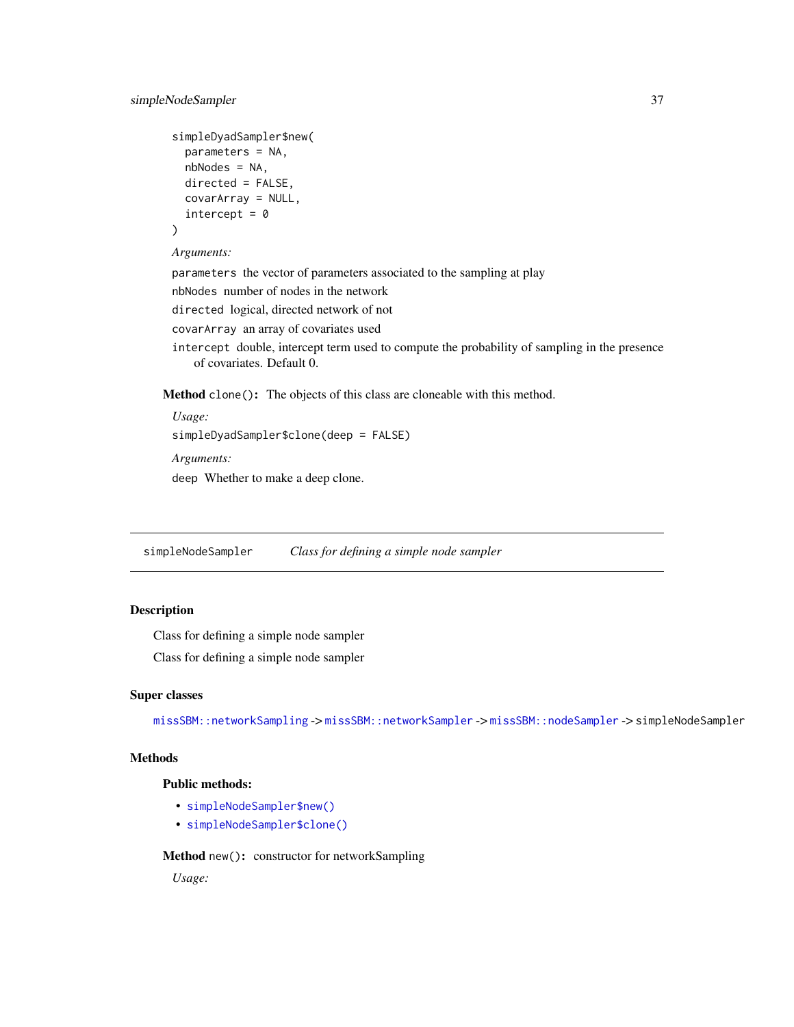```
simpleDyadSampler$new(
  parameters = NA,
  nbNodes = NA,
  directed = FALSE,
  covarArray = NULL,
  intercept = 0
)
```

*Arguments:*

`parameters` the vector of parameters associated to the sampling at play

`nbNodes` number of nodes in the network

`directed` logical, directed network of not

`covarArray` an array of covariates used

`intercept` double, intercept term used to compute the probability of sampling in the presence of covariates. Default 0.

**Method** `clone()`**:** The objects of this class are cloneable with this method.

*Usage:*

```
simpleDyadSampler$clone(deep = FALSE)
```

*Arguments:*

`deep` Whether to make a deep clone.

---

## simpleNodeSampler — *Class for defining a simple node sampler*

### Description

Class for defining a simple node sampler

Class for defining a simple node sampler

### Super classes

`missSBM::networkSampling` -> `missSBM::networkSampler` -> `missSBM::nodeSampler` -> `simpleNodeSampler`

### Methods

**Public methods:**

- `simpleNodeSampler$new()`
- `simpleNodeSampler$clone()`

**Method** `new()`**:** constructor for networkSampling

*Usage:*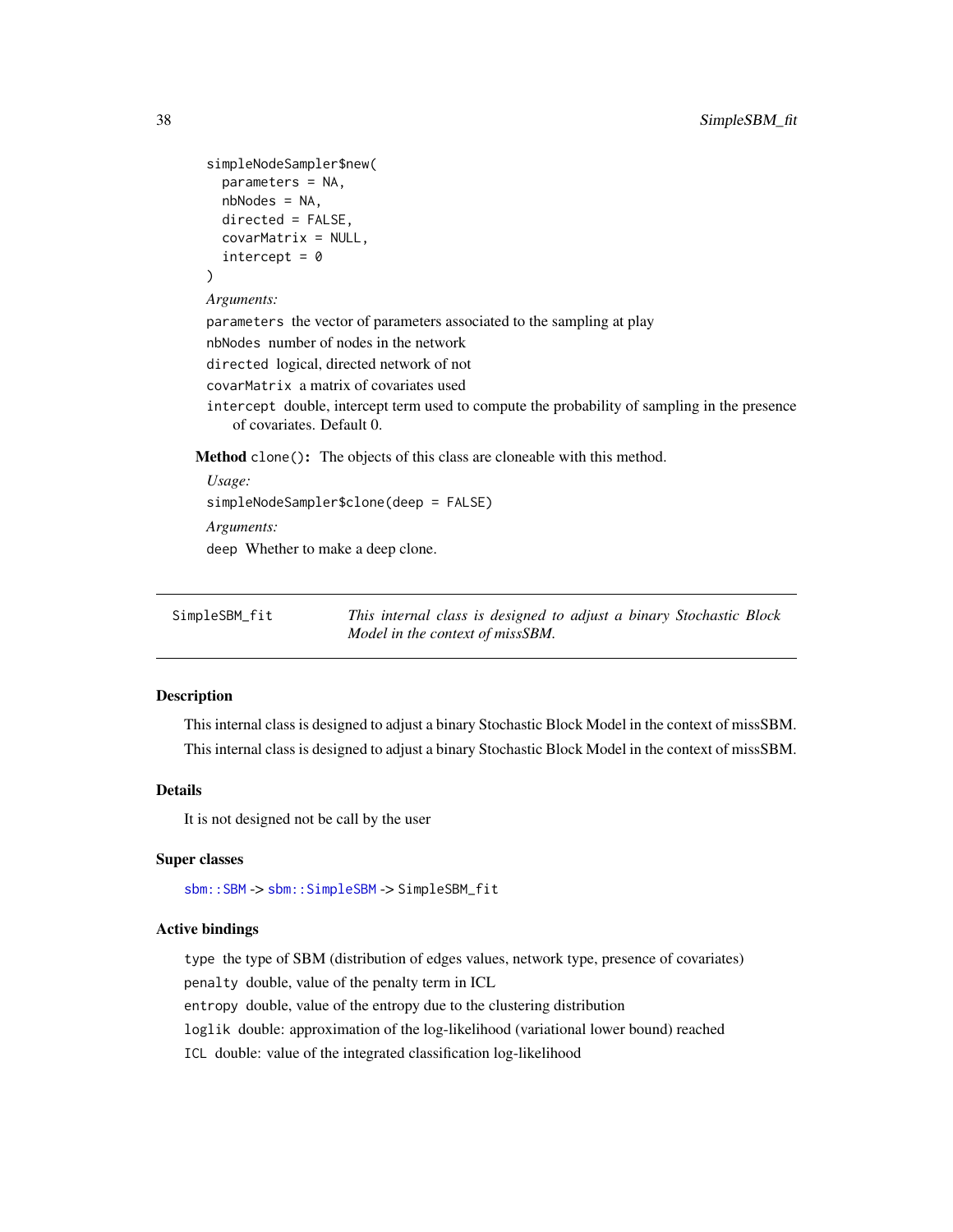```
simpleNodeSampler$new(
  parameters = NA,
  nbNodes = NA,
  directed = FALSE,
  covarMatrix = NULL,
  intercept = 0
)
```

*Arguments:*

`parameters` the vector of parameters associated to the sampling at play

`nbNodes` number of nodes in the network

`directed` logical, directed network of not

`covarMatrix` a matrix of covariates used

`intercept` double, intercept term used to compute the probability of sampling in the presence of covariates. Default 0.

**Method** `clone()`: The objects of this class are cloneable with this method.

*Usage:*

```
simpleNodeSampler$clone(deep = FALSE)
```

*Arguments:*

`deep` Whether to make a deep clone.

---

`SimpleSBM_fit` *This internal class is designed to adjust a binary Stochastic Block Model in the context of missSBM.*

---

## Description

This internal class is designed to adjust a binary Stochastic Block Model in the context of missSBM.

This internal class is designed to adjust a binary Stochastic Block Model in the context of missSBM.

## Details

It is not designed not be call by the user

## Super classes

`sbm::SBM` -> `sbm::SimpleSBM` -> `SimpleSBM_fit`

## Active bindings

`type` the type of SBM (distribution of edges values, network type, presence of covariates)

`penalty` double, value of the penalty term in ICL

`entropy` double, value of the entropy due to the clustering distribution

`loglik` double: approximation of the log-likelihood (variational lower bound) reached

`ICL` double: value of the integrated classification log-likelihood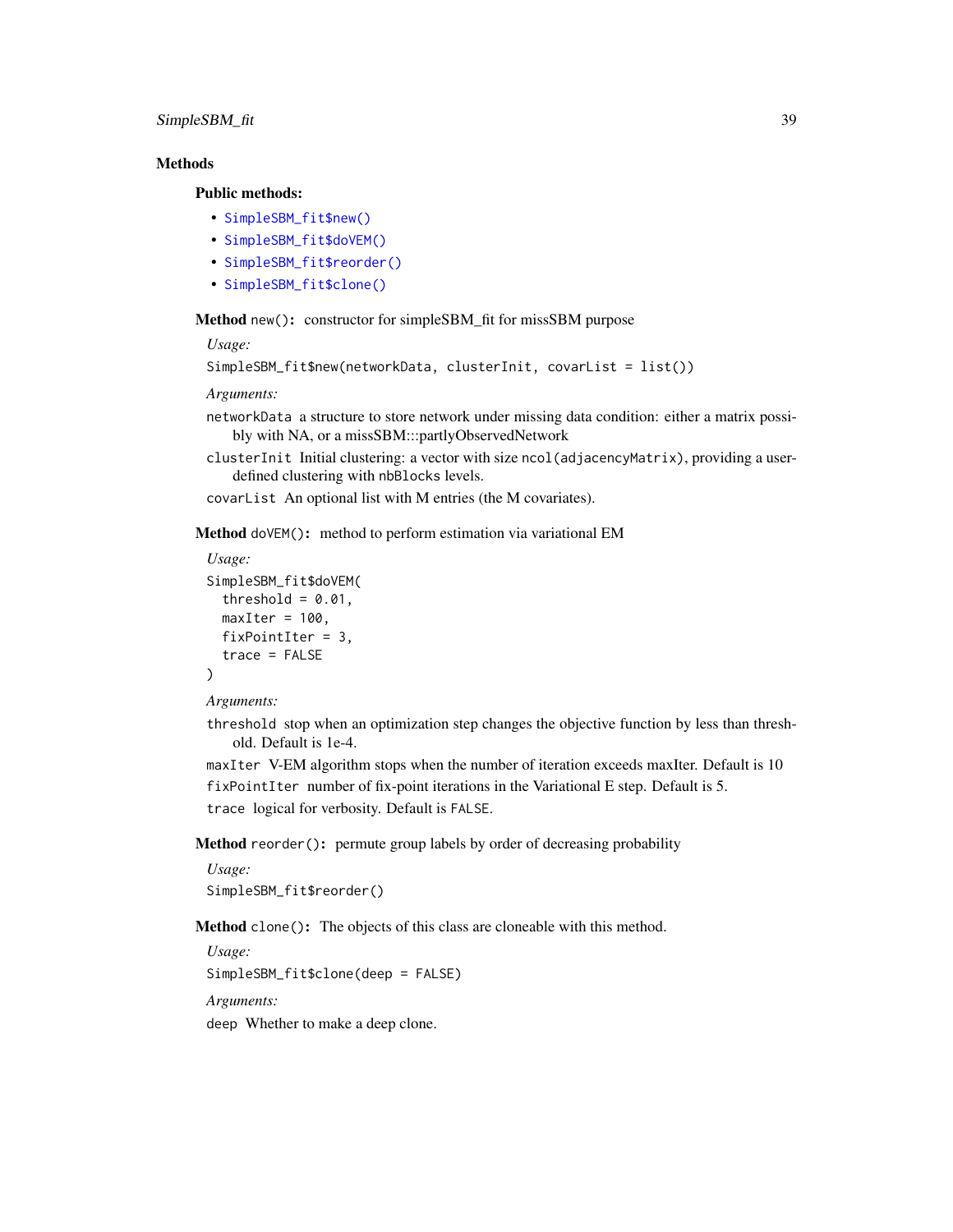## Methods

### Public methods:

- `SimpleSBM_fit$new()`
- `SimpleSBM_fit$doVEM()`
- `SimpleSBM_fit$reorder()`
- `SimpleSBM_fit$clone()`

**Method** `new()`**:** constructor for simpleSBM_fit for missSBM purpose

*Usage:*

```
SimpleSBM_fit$new(networkData, clusterInit, covarList = list())
```

*Arguments:*

`networkData` a structure to store network under missing data condition: either a matrix possibly with NA, or a missSBM:::partlyObservedNetwork

`clusterInit` Initial clustering: a vector with size `ncol(adjacencyMatrix)`, providing a user-defined clustering with `nbBlocks` levels.

`covarList` An optional list with M entries (the M covariates).

**Method** `doVEM()`**:** method to perform estimation via variational EM

*Usage:*

```
SimpleSBM_fit$doVEM(
  threshold = 0.01,
  maxIter = 100,
  fixPointIter = 3,
  trace = FALSE
)
```

*Arguments:*

`threshold` stop when an optimization step changes the objective function by less than threshold. Default is 1e-4.

`maxIter` V-EM algorithm stops when the number of iteration exceeds maxIter. Default is 10

`fixPointIter` number of fix-point iterations in the Variational E step. Default is 5.

`trace` logical for verbosity. Default is `FALSE`.

**Method** `reorder()`**:** permute group labels by order of decreasing probability

*Usage:*

```
SimpleSBM_fit$reorder()
```

**Method** `clone()`**:** The objects of this class are cloneable with this method.

*Usage:*

```
SimpleSBM_fit$clone(deep = FALSE)
```

*Arguments:*

`deep` Whether to make a deep clone.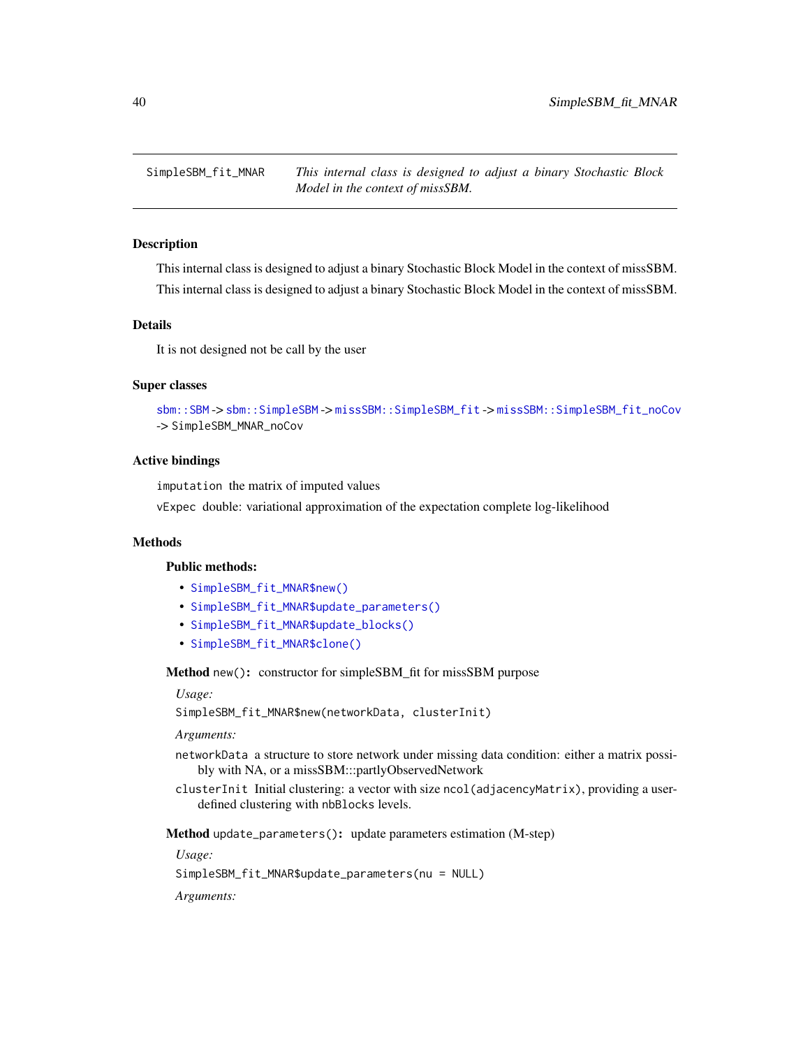SimpleSBM_fit_MNAR    *This internal class is designed to adjust a binary Stochastic Block Model in the context of missSBM.*

## Description

This internal class is designed to adjust a binary Stochastic Block Model in the context of missSBM.

This internal class is designed to adjust a binary Stochastic Block Model in the context of missSBM.

## Details

It is not designed not be call by the user

## Super classes

`sbm::SBM` -> `sbm::SimpleSBM` -> `missSBM::SimpleSBM_fit` -> `missSBM::SimpleSBM_fit_noCov` -> `SimpleSBM_MNAR_noCov`

## Active bindings

`imputation` the matrix of imputed values

`vExpec` double: variational approximation of the expectation complete log-likelihood

## Methods

### Public methods:

- `SimpleSBM_fit_MNAR$new()`
- `SimpleSBM_fit_MNAR$update_parameters()`
- `SimpleSBM_fit_MNAR$update_blocks()`
- `SimpleSBM_fit_MNAR$clone()`

**Method** `new()`**:** constructor for simpleSBM_fit for missSBM purpose

*Usage:*

```
SimpleSBM_fit_MNAR$new(networkData, clusterInit)
```

*Arguments:*

`networkData` a structure to store network under missing data condition: either a matrix possibly with NA, or a missSBM:::partlyObservedNetwork

`clusterInit` Initial clustering: a vector with size `ncol(adjacencyMatrix)`, providing a user-defined clustering with `nbBlocks` levels.

**Method** `update_parameters()`**:** update parameters estimation (M-step)

*Usage:*

```
SimpleSBM_fit_MNAR$update_parameters(nu = NULL)
```

*Arguments:*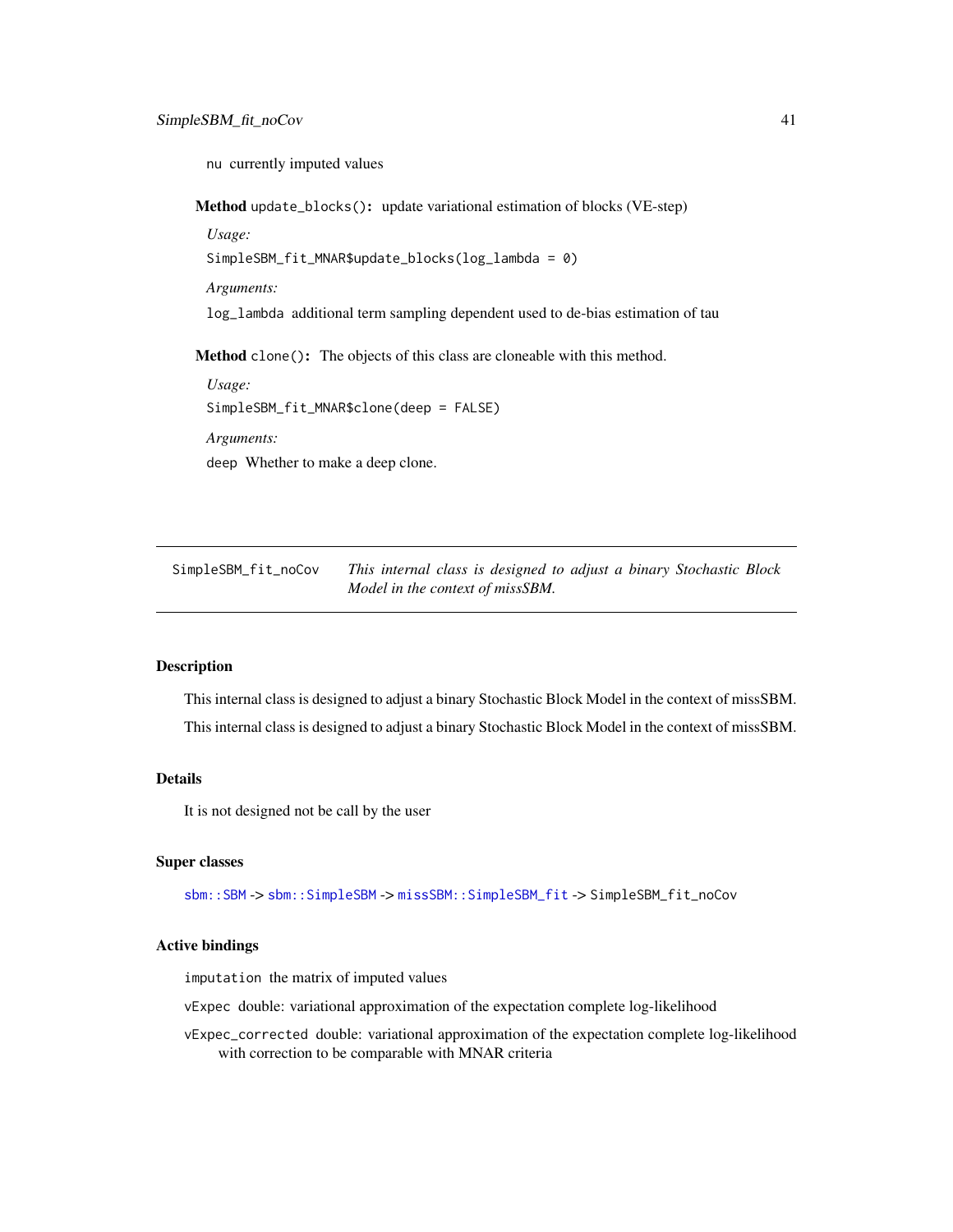nu currently imputed values

**Method** `update_blocks()`: update variational estimation of blocks (VE-step)

*Usage:*

```
SimpleSBM_fit_MNAR$update_blocks(log_lambda = 0)
```

*Arguments:*

`log_lambda` additional term sampling dependent used to de-bias estimation of tau

**Method** `clone()`: The objects of this class are cloneable with this method.

*Usage:*

```
SimpleSBM_fit_MNAR$clone(deep = FALSE)
```

*Arguments:*

`deep` Whether to make a deep clone.

---

`SimpleSBM_fit_noCov` *This internal class is designed to adjust a binary Stochastic Block Model in the context of missSBM.*

---

## Description

This internal class is designed to adjust a binary Stochastic Block Model in the context of missSBM.

This internal class is designed to adjust a binary Stochastic Block Model in the context of missSBM.

## Details

It is not designed not be call by the user

## Super classes

`sbm::SBM` -> `sbm::SimpleSBM` -> `missSBM::SimpleSBM_fit` -> `SimpleSBM_fit_noCov`

## Active bindings

`imputation` the matrix of imputed values

`vExpec` double: variational approximation of the expectation complete log-likelihood

`vExpec_corrected` double: variational approximation of the expectation complete log-likelihood with correction to be comparable with MNAR criteria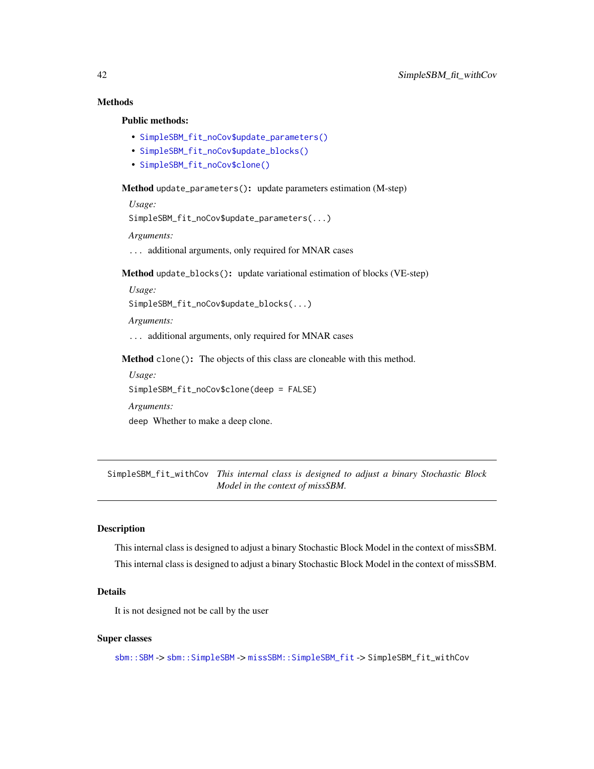### Methods

#### Public methods:

- `SimpleSBM_fit_noCov$update_parameters()`
- `SimpleSBM_fit_noCov$update_blocks()`
- `SimpleSBM_fit_noCov$clone()`

**Method** `update_parameters()`**:** update parameters estimation (M-step)

*Usage:*

```
SimpleSBM_fit_noCov$update_parameters(...)
```

*Arguments:*

`...` additional arguments, only required for MNAR cases

**Method** `update_blocks()`**:** update variational estimation of blocks (VE-step)

*Usage:*

```
SimpleSBM_fit_noCov$update_blocks(...)
```

*Arguments:*

`...` additional arguments, only required for MNAR cases

**Method** `clone()`**:** The objects of this class are cloneable with this method.

*Usage:*

```
SimpleSBM_fit_noCov$clone(deep = FALSE)
```

*Arguments:*

`deep` Whether to make a deep clone.

---

## SimpleSBM_fit_withCov — *This internal class is designed to adjust a binary Stochastic Block Model in the context of missSBM.*

---

### Description

This internal class is designed to adjust a binary Stochastic Block Model in the context of missSBM.

This internal class is designed to adjust a binary Stochastic Block Model in the context of missSBM.

### Details

It is not designed not be call by the user

### Super classes

`sbm::SBM` -> `sbm::SimpleSBM` -> `missSBM::SimpleSBM_fit` -> `SimpleSBM_fit_withCov`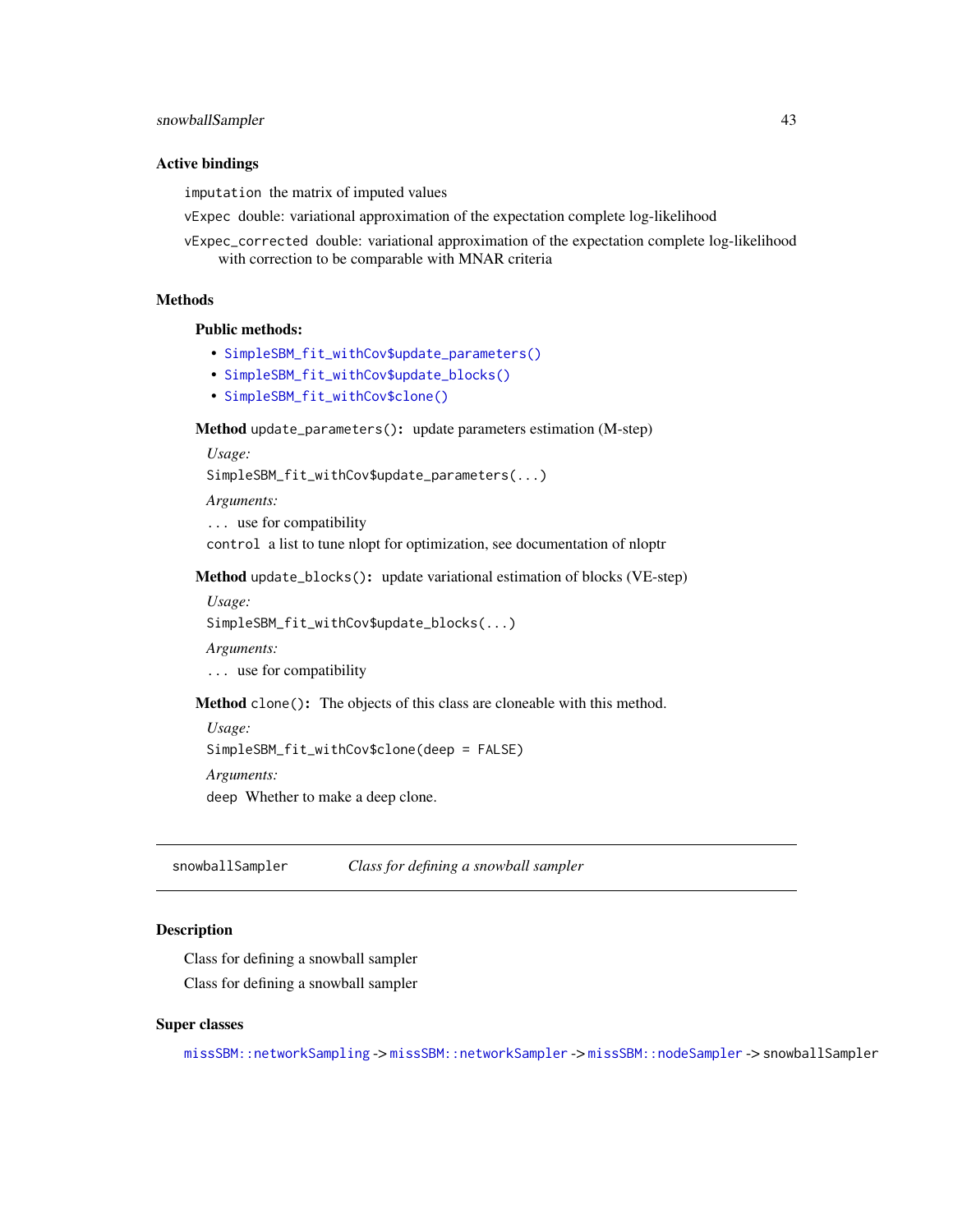### Active bindings

`imputation` the matrix of imputed values

`vExpec` double: variational approximation of the expectation complete log-likelihood

`vExpec_corrected` double: variational approximation of the expectation complete log-likelihood with correction to be comparable with MNAR criteria

### Methods

**Public methods:**

- `SimpleSBM_fit_withCov$update_parameters()`
- `SimpleSBM_fit_withCov$update_blocks()`
- `SimpleSBM_fit_withCov$clone()`

**Method** `update_parameters()`: update parameters estimation (M-step)

*Usage:*

```
SimpleSBM_fit_withCov$update_parameters(...)
```

*Arguments:*

`...` use for compatibility

`control` a list to tune nlopt for optimization, see documentation of nloptr

**Method** `update_blocks()`: update variational estimation of blocks (VE-step)

*Usage:*

```
SimpleSBM_fit_withCov$update_blocks(...)
```

*Arguments:*

`...` use for compatibility

**Method** `clone()`: The objects of this class are cloneable with this method.

*Usage:*

```
SimpleSBM_fit_withCov$clone(deep = FALSE)
```

*Arguments:*

`deep` Whether to make a deep clone.

---

## snowballSampler — *Class for defining a snowball sampler*

---

### Description

Class for defining a snowball sampler

Class for defining a snowball sampler

### Super classes

`missSBM::networkSampling` -> `missSBM::networkSampler` -> `missSBM::nodeSampler` -> `snowballSampler`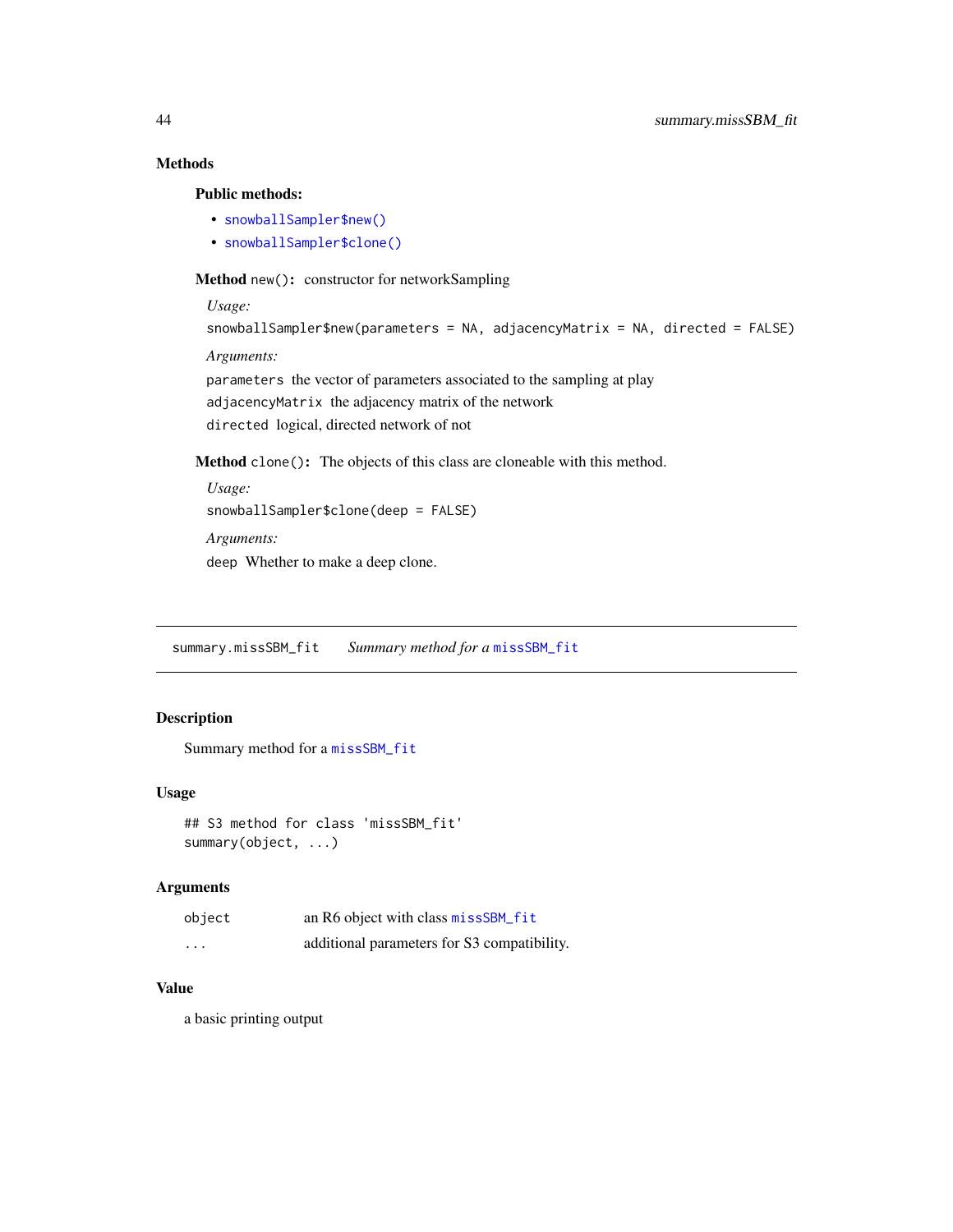### Methods

#### Public methods:

- `snowballSampler$new()`
- `snowballSampler$clone()`

**Method** `new()`**:** constructor for networkSampling

*Usage:*

```
snowballSampler$new(parameters = NA, adjacencyMatrix = NA, directed = FALSE)
```

*Arguments:*

`parameters` the vector of parameters associated to the sampling at play

`adjacencyMatrix` the adjacency matrix of the network

`directed` logical, directed network of not

**Method** `clone()`**:** The objects of this class are cloneable with this method.

*Usage:*

```
snowballSampler$clone(deep = FALSE)
```

*Arguments:*

`deep` Whether to make a deep clone.

---

## summary.missSBM_fit — *Summary method for a* `missSBM_fit`

### Description

Summary method for a `missSBM_fit`

### Usage

```
## S3 method for class 'missSBM_fit'
summary(object, ...)
```

### Arguments

| | |
|---|---|
| `object` | an R6 object with class `missSBM_fit` |
| `...` | additional parameters for S3 compatibility. |

### Value

a basic printing output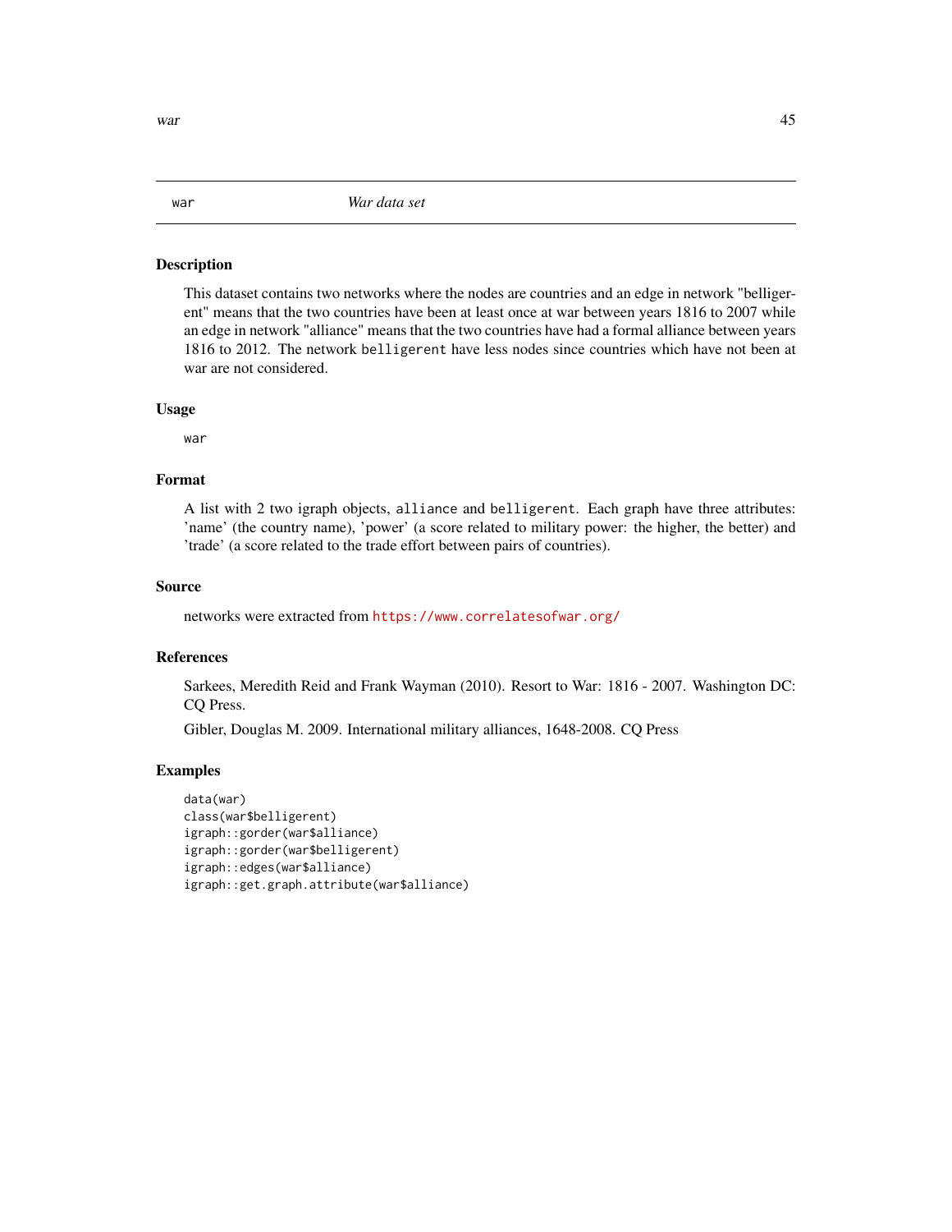`war` *War data set*

## Description

This dataset contains two networks where the nodes are countries and an edge in network "belligerent" means that the two countries have been at least once at war between years 1816 to 2007 while an edge in network "alliance" means that the two countries have had a formal alliance between years 1816 to 2012. The network `belligerent` have less nodes since countries which have not been at war are not considered.

## Usage

```
war
```

## Format

A list with 2 two igraph objects, `alliance` and `belligerent`. Each graph have three attributes: 'name' (the country name), 'power' (a score related to military power: the higher, the better) and 'trade' (a score related to the trade effort between pairs of countries).

## Source

networks were extracted from https://www.correlatesofwar.org/

## References

Sarkees, Meredith Reid and Frank Wayman (2010). Resort to War: 1816 - 2007. Washington DC: CQ Press.

Gibler, Douglas M. 2009. International military alliances, 1648-2008. CQ Press

## Examples

```
data(war)
class(war$belligerent)
igraph::gorder(war$alliance)
igraph::gorder(war$belligerent)
igraph::edges(war$alliance)
igraph::get.graph.attribute(war$alliance)
```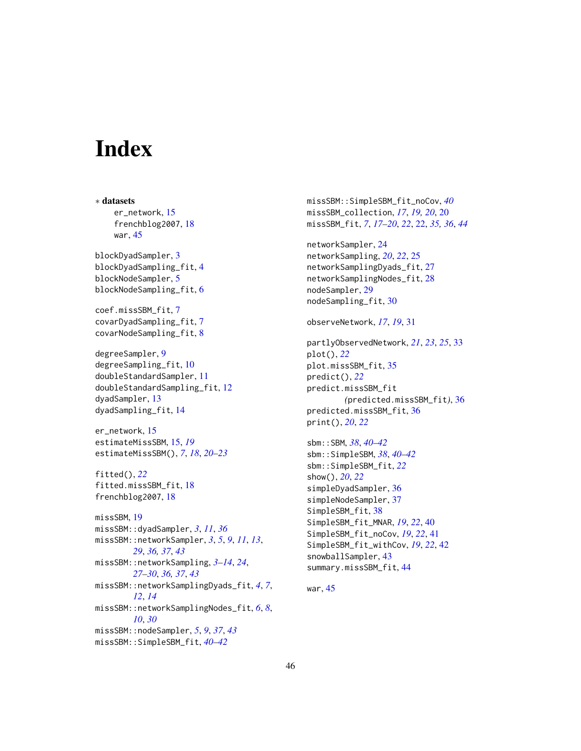# Index

∗ **datasets**
er_network, 15
frenchblog2007, 18
war, 45

blockDyadSampler, 3
blockDyadSampling_fit, 4
blockNodeSampler, 5
blockNodeSampling_fit, 6

coef.missSBM_fit, 7
covarDyadSampling_fit, 7
covarNodeSampling_fit, 8

degreeSampler, 9
degreeSampling_fit, 10
doubleStandardSampler, 11
doubleStandardSampling_fit, 12
dyadSampler, 13
dyadSampling_fit, 14

er_network, 15
estimateMissSBM, 15, *19*
estimateMissSBM(), *7*, *18*, *20–23*

fitted(), *22*
fitted.missSBM_fit, 18
frenchblog2007, 18

missSBM, 19
missSBM::dyadSampler, *3*, *11*, *36*
missSBM::networkSampler, *3*, *5*, *9*, *11*, *13*, *29*, *36, 37*, *43*
missSBM::networkSampling, *3–14*, *24*, *27–30*, *36, 37*, *43*
missSBM::networkSamplingDyads_fit, *4*, *7*, *12*, *14*
missSBM::networkSamplingNodes_fit, *6*, *8*, *10*, *30*
missSBM::nodeSampler, *5*, *9*, *37*, *43*
missSBM::SimpleSBM_fit, *40–42*
missSBM::SimpleSBM_fit_noCov, *40*
missSBM_collection, *17*, *19, 20*, 20
missSBM_fit, *7*, *17–20*, *22*, 22, *35, 36*, *44*

networkSampler, 24
networkSampling, *20*, *22*, 25
networkSamplingDyads_fit, 27
networkSamplingNodes_fit, 28
nodeSampler, 29
nodeSampling_fit, 30

observeNetwork, *17*, *19*, 31

partlyObservedNetwork, *21*, *23*, *25*, 33
plot(), *22*
plot.missSBM_fit, 35
predict(), *22*
predict.missSBM_fit *(*predicted.missSBM_fit*)*, 36
predicted.missSBM_fit, 36
print(), *20*, *22*

sbm::SBM, *38*, *40–42*
sbm::SimpleSBM, *38*, *40–42*
sbm::SimpleSBM_fit, *22*
show(), *20*, *22*
simpleDyadSampler, 36
simpleNodeSampler, 37
SimpleSBM_fit, 38
SimpleSBM_fit_MNAR, *19*, *22*, 40
SimpleSBM_fit_noCov, *19*, *22*, 41
SimpleSBM_fit_withCov, *19*, *22*, 42
snowballSampler, 43
summary.missSBM_fit, 44

war, 45